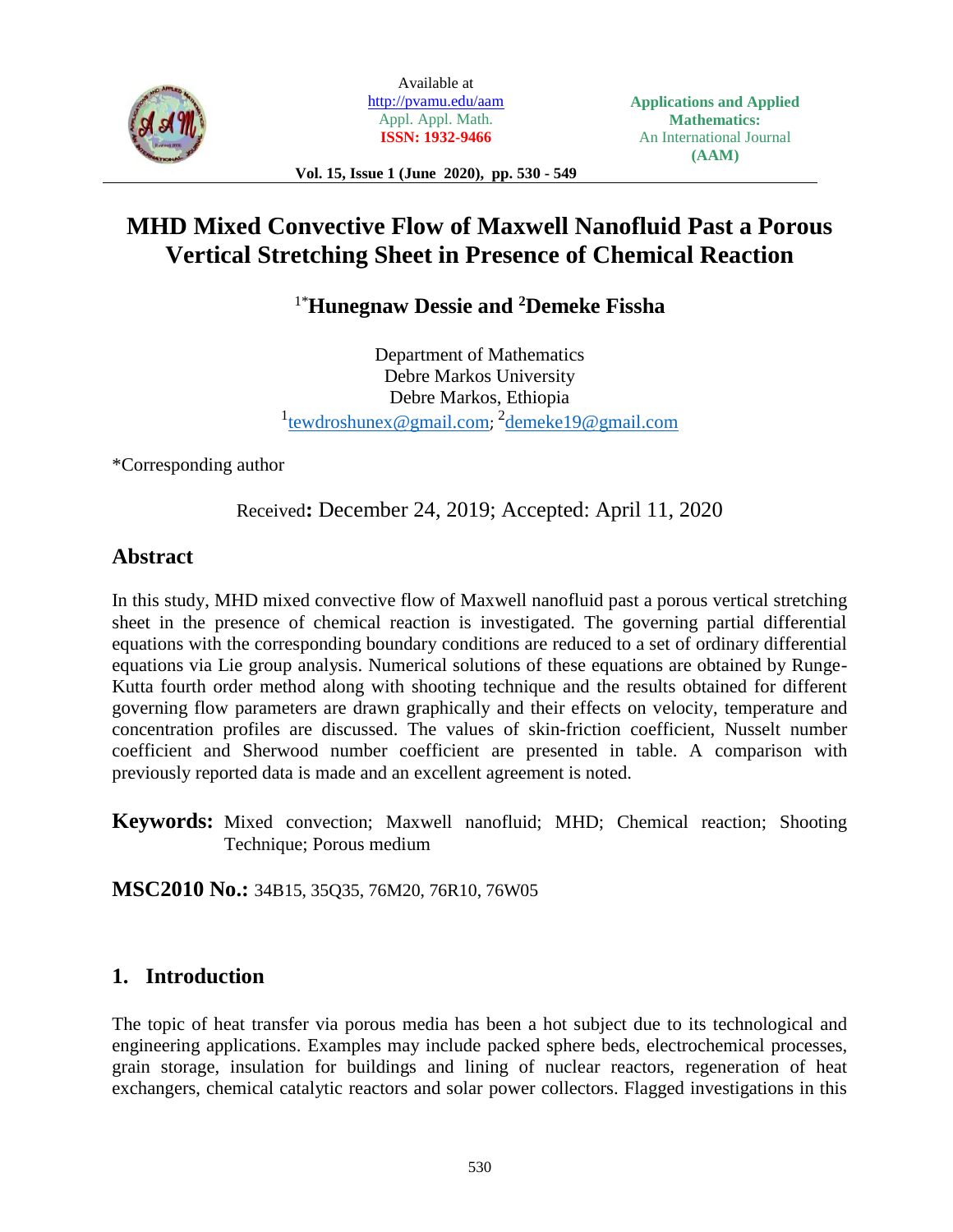Available at
http://pvamu.edu/aam
Appl. Appl. Math.
ISSN: 1932-9466

**Applications and Applied Mathematics:**
An International Journal
**(AAM)**

# MHD Mixed Convective Flow of Maxwell Nanofluid Past a Porous Vertical Stretching Sheet in Presence of Chemical Reaction

**[1*]Hunegnaw Dessie and [2]Demeke Fissha**

Department of Mathematics
Debre Markos University
Debre Markos, Ethiopia
[1]tewdroshunex@gmail.com; [2]demeke19@gmail.com

*Corresponding author

Received: December 24, 2019; Accepted: April 11, 2020

## Abstract

In this study, MHD mixed convective flow of Maxwell nanofluid past a porous vertical stretching sheet in the presence of chemical reaction is investigated. The governing partial differential equations with the corresponding boundary conditions are reduced to a set of ordinary differential equations via Lie group analysis. Numerical solutions of these equations are obtained by Runge-Kutta fourth order method along with shooting technique and the results obtained for different governing flow parameters are drawn graphically and their effects on velocity, temperature and concentration profiles are discussed. The values of skin-friction coefficient, Nusselt number coefficient and Sherwood number coefficient are presented in table. A comparison with previously reported data is made and an excellent agreement is noted.

**Keywords:** Mixed convection; Maxwell nanofluid; MHD; Chemical reaction; Shooting Technique; Porous medium

**MSC2010 No.:** 34B15, 35Q35, 76M20, 76R10, 76W05

## 1. Introduction

The topic of heat transfer via porous media has been a hot subject due to its technological and engineering applications. Examples may include packed sphere beds, electrochemical processes, grain storage, insulation for buildings and lining of nuclear reactors, regeneration of heat exchangers, chemical catalytic reactors and solar power collectors. Flagged investigations in this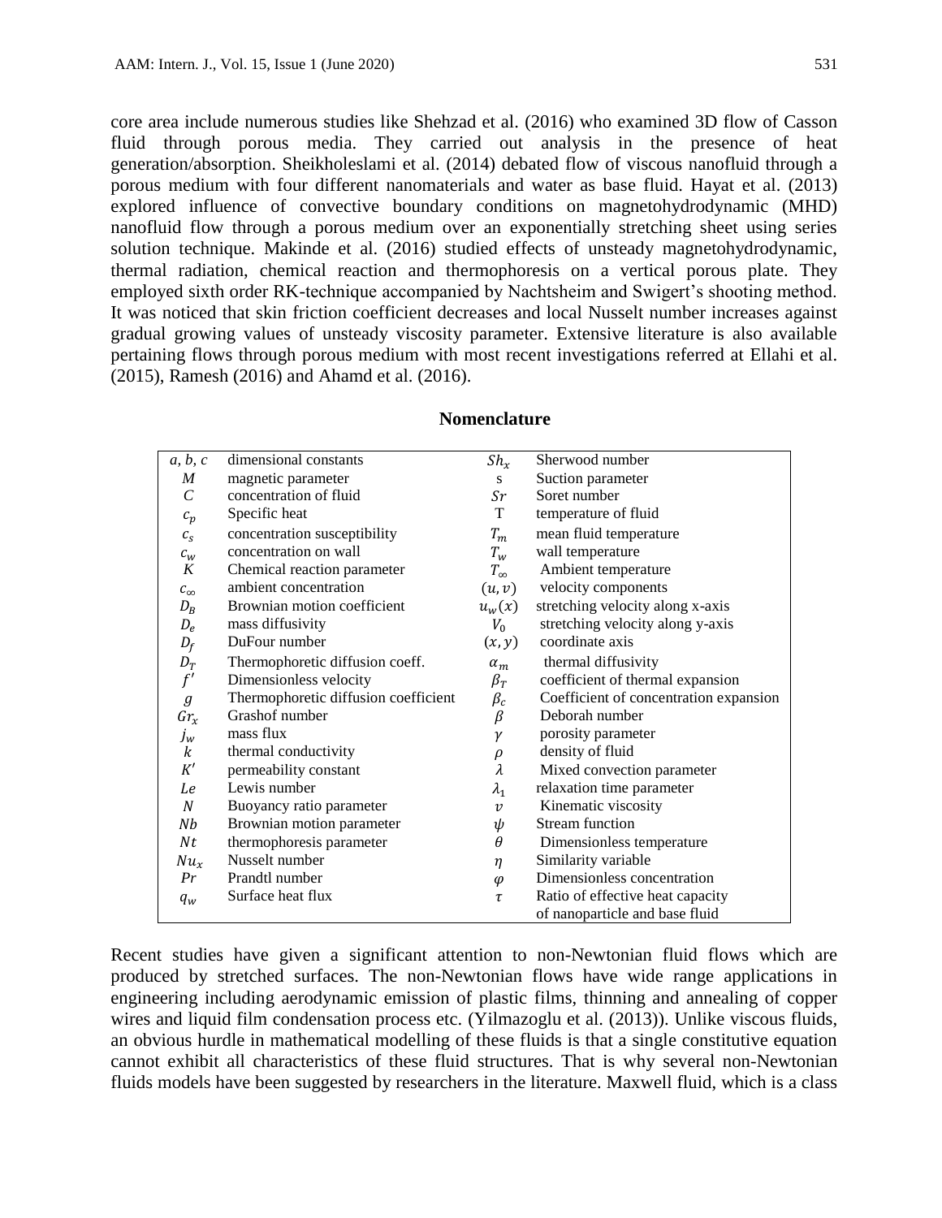core area include numerous studies like Shehzad et al. (2016) who examined 3D flow of Casson fluid through porous media. They carried out analysis in the presence of heat generation/absorption. Sheikholeslami et al. (2014) debated flow of viscous nanofluid through a porous medium with four different nanomaterials and water as base fluid. Hayat et al. (2013) explored influence of convective boundary conditions on magnetohydrodynamic (MHD) nanofluid flow through a porous medium over an exponentially stretching sheet using series solution technique. Makinde et al. (2016) studied effects of unsteady magnetohydrodynamic, thermal radiation, chemical reaction and thermophoresis on a vertical porous plate. They employed sixth order RK-technique accompanied by Nachtsheim and Swigert's shooting method. It was noticed that skin friction coefficient decreases and local Nusselt number increases against gradual growing values of unsteady viscosity parameter. Extensive literature is also available pertaining flows through porous medium with most recent investigations referred at Ellahi et al. (2015), Ramesh (2016) and Ahamd et al. (2016).

**Nomenclature**

| | | | |
|---|---|---|---|
| $a, b, c$ | dimensional constants | $Sh_x$ | Sherwood number |
| $M$ | magnetic parameter | s | Suction parameter |
| $C$ | concentration of fluid | $Sr$ | Soret number |
| $c_p$ | Specific heat | T | temperature of fluid |
| $c_s$ | concentration susceptibility | $T_m$ | mean fluid temperature |
| $c_w$ | concentration on wall | $T_w$ | wall temperature |
| $K$ | Chemical reaction parameter | $T_\infty$ | Ambient temperature |
| $c_\infty$ | ambient concentration | $(u, v)$ | velocity components |
| $D_B$ | Brownian motion coefficient | $u_w(x)$ | stretching velocity along x-axis |
| $D_e$ | mass diffusivity | $V_0$ | stretching velocity along y-axis |
| $D_f$ | DuFour number | $(x, y)$ | coordinate axis |
| $D_T$ | Thermophoretic diffusion coeff. | $\alpha_m$ | thermal diffusivity |
| $f'$ | Dimensionless velocity | $\beta_T$ | coefficient of thermal expansion |
| $g$ | Thermophoretic diffusion coefficient | $\beta_c$ | Coefficient of concentration expansion |
| $Gr_x$ | Grashof number | $\beta$ | Deborah number |
| $j_w$ | mass flux | $\gamma$ | porosity parameter |
| $k$ | thermal conductivity | $\rho$ | density of fluid |
| $K'$ | permeability constant | $\lambda$ | Mixed convection parameter |
| $Le$ | Lewis number | $\lambda_1$ | relaxation time parameter |
| $N$ | Buoyancy ratio parameter | $v$ | Kinematic viscosity |
| $Nb$ | Brownian motion parameter | $\psi$ | Stream function |
| $Nt$ | thermophoresis parameter | $\theta$ | Dimensionless temperature |
| $Nu_x$ | Nusselt number | $\eta$ | Similarity variable |
| $Pr$ | Prandtl number | $\varphi$ | Dimensionless concentration |
| $q_w$ | Surface heat flux | $\tau$ | Ratio of effective heat capacity of nanoparticle and base fluid |

Recent studies have given a significant attention to non-Newtonian fluid flows which are produced by stretched surfaces. The non-Newtonian flows have wide range applications in engineering including aerodynamic emission of plastic films, thinning and annealing of copper wires and liquid film condensation process etc. (Yilmazoglu et al. (2013)). Unlike viscous fluids, an obvious hurdle in mathematical modelling of these fluids is that a single constitutive equation cannot exhibit all characteristics of these fluid structures. That is why several non-Newtonian fluids models have been suggested by researchers in the literature. Maxwell fluid, which is a class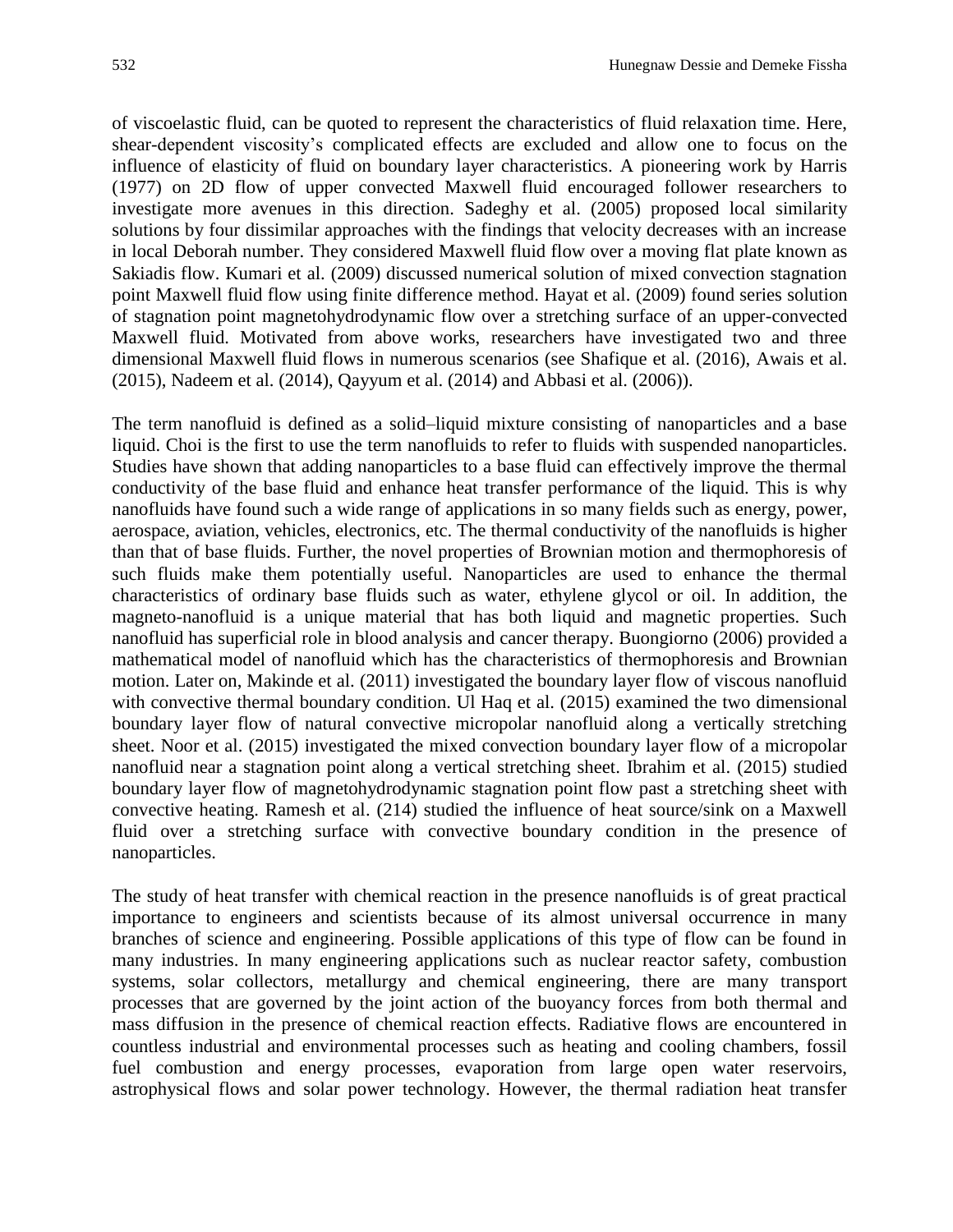of viscoelastic fluid, can be quoted to represent the characteristics of fluid relaxation time. Here, shear-dependent viscosity's complicated effects are excluded and allow one to focus on the influence of elasticity of fluid on boundary layer characteristics. A pioneering work by Harris (1977) on 2D flow of upper convected Maxwell fluid encouraged follower researchers to investigate more avenues in this direction. Sadeghy et al. (2005) proposed local similarity solutions by four dissimilar approaches with the findings that velocity decreases with an increase in local Deborah number. They considered Maxwell fluid flow over a moving flat plate known as Sakiadis flow. Kumari et al. (2009) discussed numerical solution of mixed convection stagnation point Maxwell fluid flow using finite difference method. Hayat et al. (2009) found series solution of stagnation point magnetohydrodynamic flow over a stretching surface of an upper-convected Maxwell fluid. Motivated from above works, researchers have investigated two and three dimensional Maxwell fluid flows in numerous scenarios (see Shafique et al. (2016), Awais et al. (2015), Nadeem et al. (2014), Qayyum et al. (2014) and Abbasi et al. (2006)).

The term nanofluid is defined as a solid–liquid mixture consisting of nanoparticles and a base liquid. Choi is the first to use the term nanofluids to refer to fluids with suspended nanoparticles. Studies have shown that adding nanoparticles to a base fluid can effectively improve the thermal conductivity of the base fluid and enhance heat transfer performance of the liquid. This is why nanofluids have found such a wide range of applications in so many fields such as energy, power, aerospace, aviation, vehicles, electronics, etc. The thermal conductivity of the nanofluids is higher than that of base fluids. Further, the novel properties of Brownian motion and thermophoresis of such fluids make them potentially useful. Nanoparticles are used to enhance the thermal characteristics of ordinary base fluids such as water, ethylene glycol or oil. In addition, the magneto-nanofluid is a unique material that has both liquid and magnetic properties. Such nanofluid has superficial role in blood analysis and cancer therapy. Buongiorno (2006) provided a mathematical model of nanofluid which has the characteristics of thermophoresis and Brownian motion. Later on, Makinde et al. (2011) investigated the boundary layer flow of viscous nanofluid with convective thermal boundary condition. Ul Haq et al. (2015) examined the two dimensional boundary layer flow of natural convective micropolar nanofluid along a vertically stretching sheet. Noor et al. (2015) investigated the mixed convection boundary layer flow of a micropolar nanofluid near a stagnation point along a vertical stretching sheet. Ibrahim et al. (2015) studied boundary layer flow of magnetohydrodynamic stagnation point flow past a stretching sheet with convective heating. Ramesh et al. (214) studied the influence of heat source/sink on a Maxwell fluid over a stretching surface with convective boundary condition in the presence of nanoparticles.

The study of heat transfer with chemical reaction in the presence nanofluids is of great practical importance to engineers and scientists because of its almost universal occurrence in many branches of science and engineering. Possible applications of this type of flow can be found in many industries. In many engineering applications such as nuclear reactor safety, combustion systems, solar collectors, metallurgy and chemical engineering, there are many transport processes that are governed by the joint action of the buoyancy forces from both thermal and mass diffusion in the presence of chemical reaction effects. Radiative flows are encountered in countless industrial and environmental processes such as heating and cooling chambers, fossil fuel combustion and energy processes, evaporation from large open water reservoirs, astrophysical flows and solar power technology. However, the thermal radiation heat transfer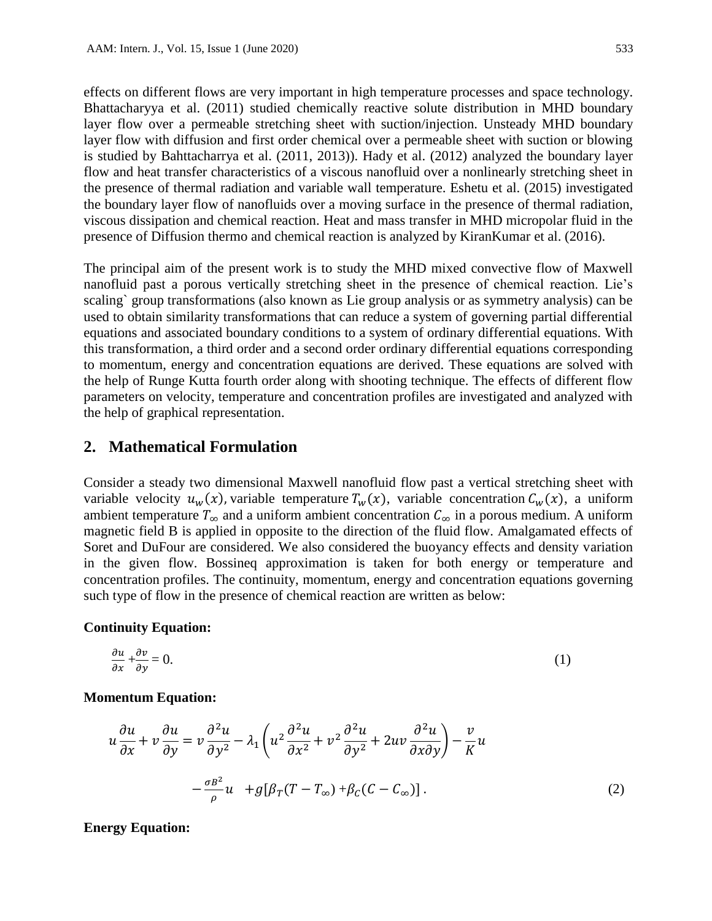effects on different flows are very important in high temperature processes and space technology. Bhattacharyya et al. (2011) studied chemically reactive solute distribution in MHD boundary layer flow over a permeable stretching sheet with suction/injection. Unsteady MHD boundary layer flow with diffusion and first order chemical over a permeable sheet with suction or blowing is studied by Bahttacharrya et al. (2011, 2013)). Hady et al. (2012) analyzed the boundary layer flow and heat transfer characteristics of a viscous nanofluid over a nonlinearly stretching sheet in the presence of thermal radiation and variable wall temperature. Eshetu et al. (2015) investigated the boundary layer flow of nanofluids over a moving surface in the presence of thermal radiation, viscous dissipation and chemical reaction. Heat and mass transfer in MHD micropolar fluid in the presence of Diffusion thermo and chemical reaction is analyzed by KiranKumar et al. (2016).

The principal aim of the present work is to study the MHD mixed convective flow of Maxwell nanofluid past a porous vertically stretching sheet in the presence of chemical reaction. Lie's scaling` group transformations (also known as Lie group analysis or as symmetry analysis) can be used to obtain similarity transformations that can reduce a system of governing partial differential equations and associated boundary conditions to a system of ordinary differential equations. With this transformation, a third order and a second order ordinary differential equations corresponding to momentum, energy and concentration equations are derived. These equations are solved with the help of Runge Kutta fourth order along with shooting technique. The effects of different flow parameters on velocity, temperature and concentration profiles are investigated and analyzed with the help of graphical representation.

## 2. Mathematical Formulation

Consider a steady two dimensional Maxwell nanofluid flow past a vertical stretching sheet with variable velocity $u_w(x)$, variable temperature $T_w(x)$, variable concentration $C_w(x)$, a uniform ambient temperature $T_\infty$ and a uniform ambient concentration $C_\infty$ in a porous medium. A uniform magnetic field B is applied in opposite to the direction of the fluid flow. Amalgamated effects of Soret and DuFour are considered. We also considered the buoyancy effects and density variation in the given flow. Bossineq approximation is taken for both energy or temperature and concentration profiles. The continuity, momentum, energy and concentration equations governing such type of flow in the presence of chemical reaction are written as below:

**Continuity Equation:**

$$\frac{\partial u}{\partial x} + \frac{\partial v}{\partial y} = 0. \tag{1}$$

**Momentum Equation:**

$$u\frac{\partial u}{\partial x} + v\frac{\partial u}{\partial y} = \nu\frac{\partial^2 u}{\partial y^2} - \lambda_1\left(u^2\frac{\partial^2 u}{\partial x^2} + v^2\frac{\partial^2 u}{\partial y^2} + 2uv\frac{\partial^2 u}{\partial x \partial y}\right) - \frac{\nu}{K}u$$

$$-\frac{\sigma B^2}{\rho}u \quad + g[\beta_T(T - T_\infty) + \beta_C(C - C_\infty)]\,. \tag{2}$$

**Energy Equation:**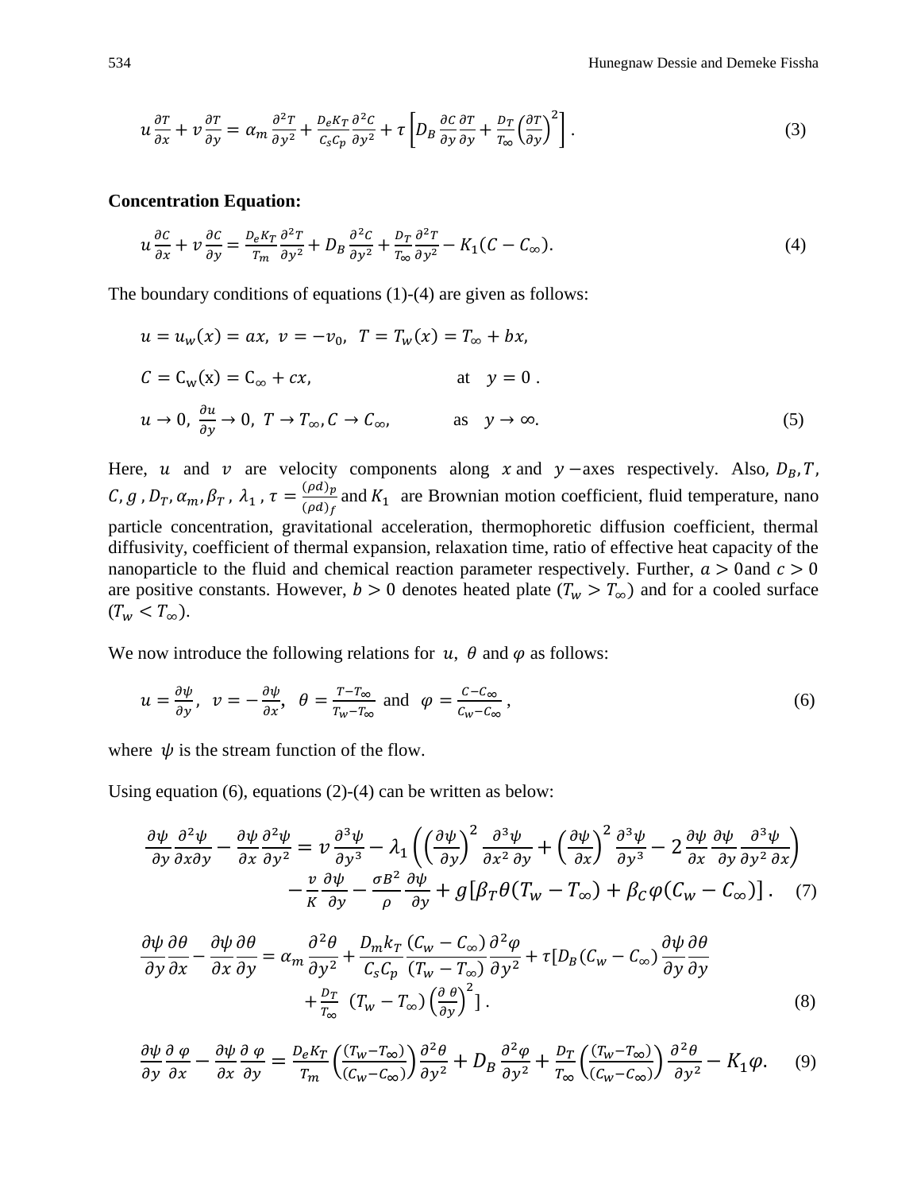$$u\frac{\partial T}{\partial x}+v\frac{\partial T}{\partial y}=\alpha_m\frac{\partial^2 T}{\partial y^2}+\frac{D_e K_T}{C_s C_p}\frac{\partial^2 C}{\partial y^2}+\tau\left[D_B\frac{\partial C}{\partial y}\frac{\partial T}{\partial y}+\frac{D_T}{T_\infty}\left(\frac{\partial T}{\partial y}\right)^2\right]. \tag{3}$$

**Concentration Equation:**

$$u\frac{\partial C}{\partial x}+v\frac{\partial C}{\partial y}=\frac{D_e K_T}{T_m}\frac{\partial^2 T}{\partial y^2}+D_B\frac{\partial^2 C}{\partial y^2}+\frac{D_T}{T_\infty}\frac{\partial^2 T}{\partial y^2}-K_1(C-C_\infty). \tag{4}$$

The boundary conditions of equations (1)-(4) are given as follows:

$$u=u_w(x)=ax,\ v=-v_0,\ T=T_w(x)=T_\infty+bx,$$

$$C=C_w(x)=C_\infty+cx, \qquad \text{at} \quad y=0\,.$$

$$u\to 0,\ \frac{\partial u}{\partial y}\to 0,\ T\to T_\infty, C\to C_\infty, \qquad \text{as} \quad y\to\infty. \tag{5}$$

Here, $u$ and $v$ are velocity components along $x$ and $y-$axes respectively. Also, $D_B, T$, $C, g$, $D_T, \alpha_m, \beta_T$, $\lambda_1$, $\tau=\frac{(\rho d)_p}{(\rho d)_f}$ and $K_1$ are Brownian motion coefficient, fluid temperature, nano particle concentration, gravitational acceleration, thermophoretic diffusion coefficient, thermal diffusivity, coefficient of thermal expansion, relaxation time, ratio of effective heat capacity of the nanoparticle to the fluid and chemical reaction parameter respectively. Further, $a>0$ and $c>0$ are positive constants. However, $b>0$ denotes heated plate ($T_w>T_\infty$) and for a cooled surface ($T_w<T_\infty$).

We now introduce the following relations for $u$, $\theta$ and $\varphi$ as follows:

$$u=\frac{\partial \psi}{\partial y},\ \ v=-\frac{\partial \psi}{\partial x},\ \ \theta=\frac{T-T_\infty}{T_w-T_\infty}\ \text{and}\ \ \varphi=\frac{C-C_\infty}{C_w-C_\infty}, \tag{6}$$

where $\psi$ is the stream function of the flow.

Using equation (6), equations (2)-(4) can be written as below:

$$\frac{\partial \psi}{\partial y}\frac{\partial^2 \psi}{\partial x\partial y}-\frac{\partial \psi}{\partial x}\frac{\partial^2 \psi}{\partial y^2}=v\frac{\partial^3 \psi}{\partial y^3}-\lambda_1\left(\left(\frac{\partial \psi}{\partial y}\right)^2\frac{\partial^3 \psi}{\partial x^2\partial y}+\left(\frac{\partial \psi}{\partial x}\right)^2\frac{\partial^3 \psi}{\partial y^3}-2\frac{\partial \psi}{\partial x}\frac{\partial \psi}{\partial y}\frac{\partial^3 \psi}{\partial y^2\partial x}\right)$$
$$-\frac{v}{K}\frac{\partial \psi}{\partial y}-\frac{\sigma B^2}{\rho}\frac{\partial \psi}{\partial y}+g[\beta_T\theta(T_w-T_\infty)+\beta_C\varphi(C_w-C_\infty)]\,. \tag{7}$$

$$\frac{\partial \psi}{\partial y}\frac{\partial \theta}{\partial x}-\frac{\partial \psi}{\partial x}\frac{\partial \theta}{\partial y}=\alpha_m\frac{\partial^2 \theta}{\partial y^2}+\frac{D_m k_T}{C_s C_p}\frac{(C_w-C_\infty)}{(T_w-T_\infty)}\frac{\partial^2 \varphi}{\partial y^2}+\tau[D_B(C_w-C_\infty)\frac{\partial \psi}{\partial y}\frac{\partial \theta}{\partial y}$$
$$+\frac{D_T}{T_\infty}\ (T_w-T_\infty)\left(\frac{\partial\ \theta}{\partial y}\right)^2]\,. \tag{8}$$

$$\frac{\partial \psi}{\partial y}\frac{\partial\ \varphi}{\partial x}-\frac{\partial \psi}{\partial x}\frac{\partial\ \varphi}{\partial y}=\frac{D_e K_T}{T_m}\left(\frac{(T_w-T_\infty)}{(C_w-C_\infty)}\right)\frac{\partial^2 \theta}{\partial y^2}+D_B\frac{\partial^2 \varphi}{\partial y^2}+\frac{D_T}{T_\infty}\left(\frac{(T_w-T_\infty)}{(C_w-C_\infty)}\right)\frac{\partial^2 \theta}{\partial y^2}-K_1\varphi. \tag{9}$$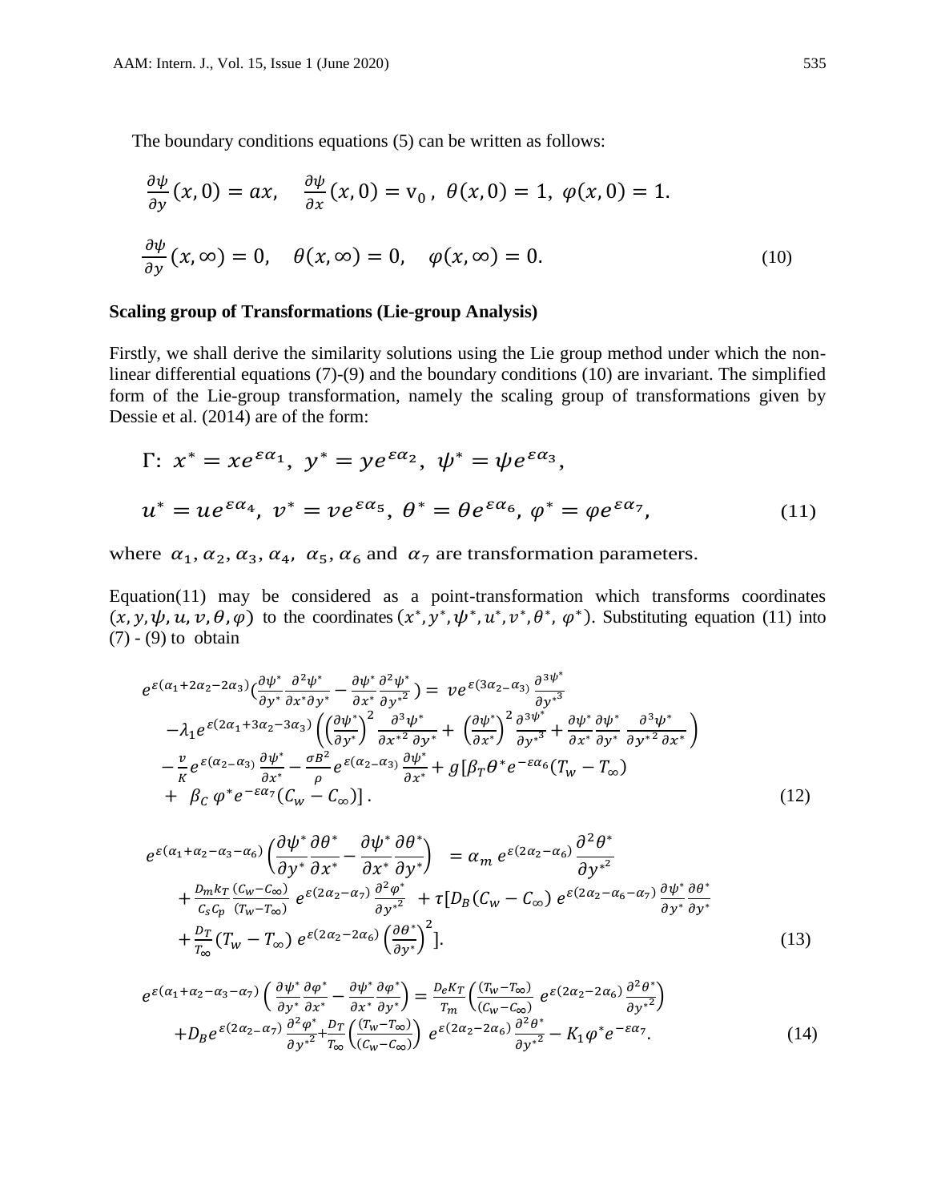The boundary conditions equations (5) can be written as follows:

$$\frac{\partial \psi}{\partial y}(x,0) = ax, \quad \frac{\partial \psi}{\partial x}(x,0) = \mathrm{v}_0, \ \theta(x,0) = 1, \ \varphi(x,0) = 1.$$

$$\frac{\partial \psi}{\partial y}(x,\infty) = 0, \quad \theta(x,\infty) = 0, \quad \varphi(x,\infty) = 0. \tag{10}$$

### Scaling group of Transformations (Lie-group Analysis)

Firstly, we shall derive the similarity solutions using the Lie group method under which the non-linear differential equations (7)-(9) and the boundary conditions (10) are invariant. The simplified form of the Lie-group transformation, namely the scaling group of transformations given by Dessie et al. (2014) are of the form:

$$\Gamma: \ x^* = xe^{\varepsilon\alpha_1}, \ y^* = ye^{\varepsilon\alpha_2}, \ \psi^* = \psi e^{\varepsilon\alpha_3},$$

$$u^* = ue^{\varepsilon\alpha_4}, \ v^* = ve^{\varepsilon\alpha_5}, \ \theta^* = \theta e^{\varepsilon\alpha_6}, \ \varphi^* = \varphi e^{\varepsilon\alpha_7}, \tag{11}$$

where $\alpha_1, \alpha_2, \alpha_3, \alpha_4, \alpha_5, \alpha_6$ and $\alpha_7$ are transformation parameters.

Equation(11) may be considered as a point-transformation which transforms coordinates $(x, y, \psi, u, v, \theta, \varphi)$ to the coordinates $(x^*, y^*, \psi^*, u^*, v^*, \theta^*, \varphi^*)$. Substituting equation (11) into (7) - (9) to obtain

$$\begin{aligned}
&e^{\varepsilon(\alpha_1+2\alpha_2-2\alpha_3)}\left(\frac{\partial\psi^*}{\partial y^*}\frac{\partial^2\psi^*}{\partial x^*\partial y^*} - \frac{\partial\psi^*}{\partial x^*}\frac{\partial^2\psi^*}{\partial y^{*2}}\right) = \ \nu e^{\varepsilon(3\alpha_2-\alpha_3)}\frac{\partial^3\psi^*}{\partial y^{*3}} \\
&\quad -\lambda_1 e^{\varepsilon(2\alpha_1+3\alpha_2-3\alpha_3)}\left(\left(\frac{\partial\psi^*}{\partial y^*}\right)^2\frac{\partial^3\psi^*}{\partial x^{*2}\partial y^*} + \left(\frac{\partial\psi^*}{\partial x^*}\right)^2\frac{\partial^3\psi^*}{\partial y^{*3}} + \frac{\partial\psi^*}{\partial x^*}\frac{\partial\psi^*}{\partial y^*}\frac{\partial^3\psi^*}{\partial y^{*2}\partial x^*}\right) \\
&\quad -\frac{\nu}{K}e^{\varepsilon(\alpha_2-\alpha_3)}\frac{\partial\psi^*}{\partial x^*} - \frac{\sigma B^2}{\rho}e^{\varepsilon(\alpha_2-\alpha_3)}\frac{\partial\psi^*}{\partial x^*} + g[\beta_T\theta^* e^{-\varepsilon\alpha_6}(T_w - T_\infty) \\
&\quad + \ \beta_C\,\varphi^* e^{-\varepsilon\alpha_7}(C_w - C_\infty)]\,.
\end{aligned} \tag{12}$$

$$\begin{aligned}
&e^{\varepsilon(\alpha_1+\alpha_2-\alpha_3-\alpha_6)}\left(\frac{\partial\psi^*}{\partial y^*}\frac{\partial\theta^*}{\partial x^*} - \frac{\partial\psi^*}{\partial x^*}\frac{\partial\theta^*}{\partial y^*}\right) = \alpha_m\, e^{\varepsilon(2\alpha_2-\alpha_6)}\frac{\partial^2\theta^*}{\partial y^{*2}} \\
&\quad + \frac{D_m k_T}{C_s C_p}\frac{(C_w - C_\infty)}{(T_w - T_\infty)}\, e^{\varepsilon(2\alpha_2-\alpha_7)}\frac{\partial^2\varphi^*}{\partial y^{*2}} \ + \tau[D_B(C_w - C_\infty)\, e^{\varepsilon(2\alpha_2-\alpha_6-\alpha_7)}\frac{\partial\psi^*}{\partial y^*}\frac{\partial\theta^*}{\partial y^*} \\
&\quad + \frac{D_T}{T_\infty}(T_w - T_\infty)\, e^{\varepsilon(2\alpha_2-2\alpha_6)}\left(\frac{\partial\theta^*}{\partial y^*}\right)^2].
\end{aligned} \tag{13}$$

$$\begin{aligned}
&e^{\varepsilon(\alpha_1+\alpha_2-\alpha_3-\alpha_7)}\left(\frac{\partial\psi^*}{\partial y^*}\frac{\partial\varphi^*}{\partial x^*} - \frac{\partial\psi^*}{\partial x^*}\frac{\partial\varphi^*}{\partial y^*}\right) = \frac{D_e K_T}{T_m}\left(\frac{(T_w - T_\infty)}{(C_w - C_\infty)}\, e^{\varepsilon(2\alpha_2-2\alpha_6)}\frac{\partial^2\theta^*}{\partial y^{*2}}\right) \\
&\quad + D_B e^{\varepsilon(2\alpha_2-\alpha_7)}\frac{\partial^2\varphi^*}{\partial y^{*2}} + \frac{D_T}{T_\infty}\left(\frac{(T_w - T_\infty)}{(C_w - C_\infty)}\right)\, e^{\varepsilon(2\alpha_2-2\alpha_6)}\frac{\partial^2\theta^*}{\partial y^{*2}} - K_1\varphi^* e^{-\varepsilon\alpha_7}.
\end{aligned} \tag{14}$$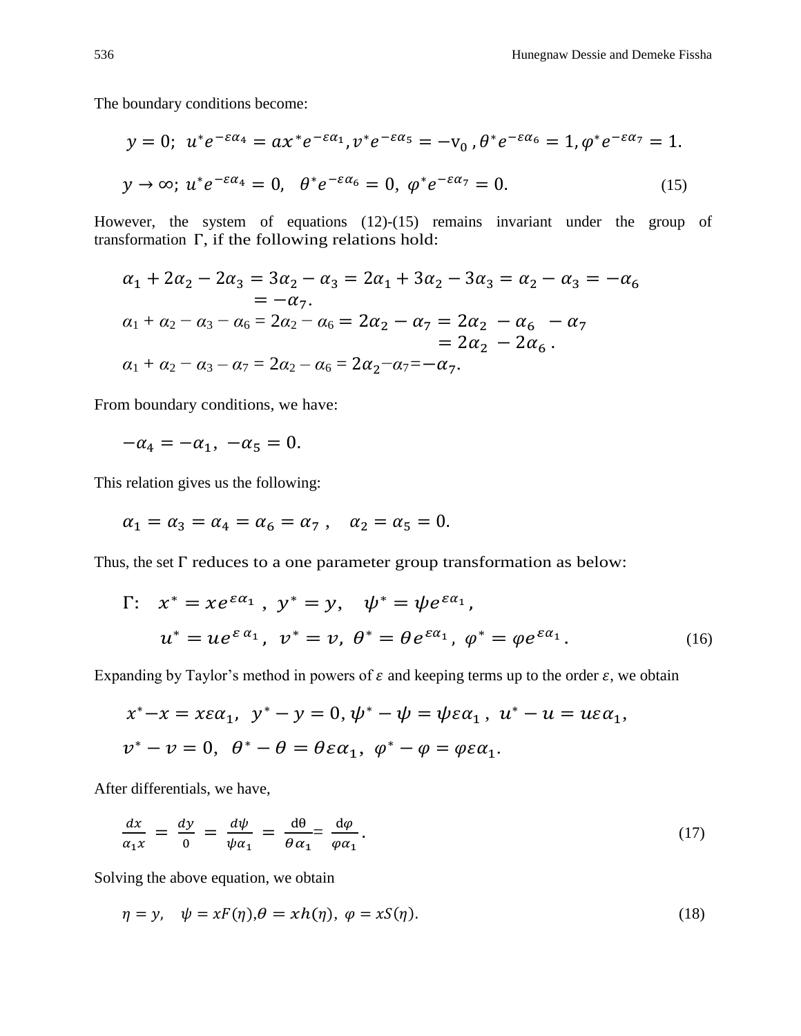The boundary conditions become:

$$y = 0;\ u^* e^{-\varepsilon\alpha_4} = a x^* e^{-\varepsilon\alpha_1}, v^* e^{-\varepsilon\alpha_5} = -\mathrm{v}_0\ , \theta^* e^{-\varepsilon\alpha_6} = 1, \varphi^* e^{-\varepsilon\alpha_7} = 1.$$

$$y \to \infty;\ u^* e^{-\varepsilon\alpha_4} = 0,\quad \theta^* e^{-\varepsilon\alpha_6} = 0,\ \varphi^* e^{-\varepsilon\alpha_7} = 0. \tag{15}$$

However, the system of equations (12)-(15) remains invariant under the group of transformation $\Gamma$, if the following relations hold:

$$\alpha_1 + 2\alpha_2 - 2\alpha_3 = 3\alpha_2 - \alpha_3 = 2\alpha_1 + 3\alpha_2 - 3\alpha_3 = \alpha_2 - \alpha_3 = -\alpha_6 = -\alpha_7.$$

$$\alpha_1 + \alpha_2 - \alpha_3 - \alpha_6 = 2\alpha_2 - \alpha_6 = 2\alpha_2 - \alpha_7 = 2\alpha_2 - \alpha_6 - \alpha_7 = 2\alpha_2 - 2\alpha_6\,.$$

$$\alpha_1 + \alpha_2 - \alpha_3 - \alpha_7 = 2\alpha_2 - \alpha_6 = 2\alpha_2 - \alpha_7 = -\alpha_7.$$

From boundary conditions, we have:

$$-\alpha_4 = -\alpha_1,\ -\alpha_5 = 0.$$

This relation gives us the following:

$$\alpha_1 = \alpha_3 = \alpha_4 = \alpha_6 = \alpha_7\ ,\quad \alpha_2 = \alpha_5 = 0.$$

Thus, the set $\Gamma$ reduces to a one parameter group transformation as below:

$$\Gamma:\quad x^* = x e^{\varepsilon\alpha_1}\ ,\ y^* = y,\quad \psi^* = \psi e^{\varepsilon\alpha_1},$$
$$u^* = u e^{\varepsilon\,\alpha_1},\ v^* = v,\ \theta^* = \theta e^{\varepsilon\alpha_1},\ \varphi^* = \varphi e^{\varepsilon\alpha_1}. \tag{16}$$

Expanding by Taylor's method in powers of $\varepsilon$ and keeping terms up to the order $\varepsilon$, we obtain

$$x^* - x = x\varepsilon\alpha_1,\ \ y^* - y = 0, \psi^* - \psi = \psi\varepsilon\alpha_1\ ,\ u^* - u = u\varepsilon\alpha_1,$$
$$v^* - v = 0,\ \ \theta^* - \theta = \theta\varepsilon\alpha_1,\ \varphi^* - \varphi = \varphi\varepsilon\alpha_1.$$

After differentials, we have,

$$\frac{dx}{\alpha_1 x} = \frac{dy}{0} = \frac{d\psi}{\psi\alpha_1} = \frac{d\theta}{\theta\alpha_1} = \frac{d\varphi}{\varphi\alpha_1}. \tag{17}$$

Solving the above equation, we obtain

$$\eta = y,\quad \psi = xF(\eta), \theta = xh(\eta),\ \varphi = xS(\eta). \tag{18}$$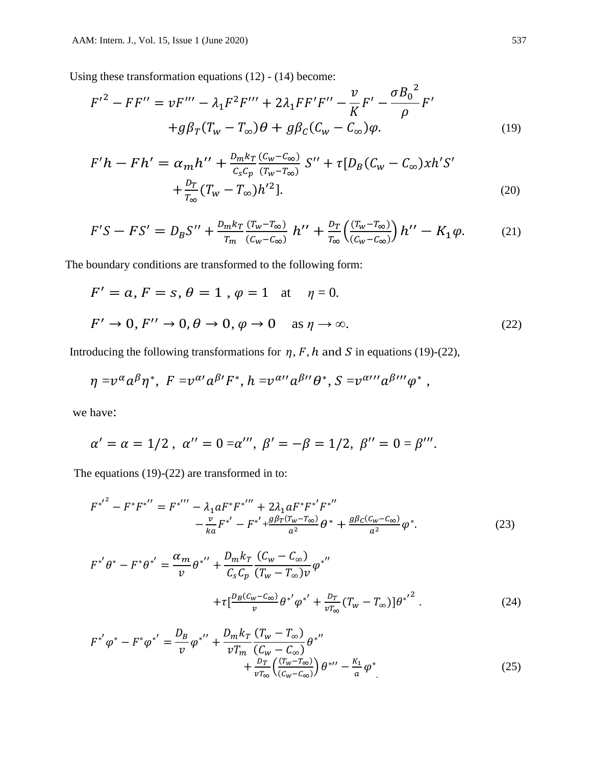Using these transformation equations (12) - (14) become:

$$F'^2 - FF'' = vF''' - \lambda_1 F^2 F''' + 2\lambda_1 FF'F'' - \frac{v}{K}F' - \frac{\sigma {B_0}^2}{\rho}F'$$
$$+ g\beta_T(T_w - T_\infty)\theta + g\beta_C(C_w - C_\infty)\varphi. \tag{19}$$

$$F'h - Fh' = \alpha_m h'' + \frac{D_m k_T}{C_s C_p}\frac{(C_w - C_\infty)}{(T_w - T_\infty)}S'' + \tau[D_B(C_w - C_\infty)xh'S'$$
$$+ \frac{D_T}{T_\infty}(T_w - T_\infty)h'^2]. \tag{20}$$

$$F'S - FS' = D_B S'' + \frac{D_m k_T}{T_m}\frac{(T_w - T_\infty)}{(C_w - C_\infty)}h'' + \frac{D_T}{T_\infty}\left(\frac{(T_w - T_\infty)}{(C_w - C_\infty)}\right)h'' - K_1\varphi. \tag{21}$$

The boundary conditions are transformed to the following form:

$$F' = a, F = s, \theta = 1, \varphi = 1 \quad \text{at} \quad \eta = 0.$$

$$F' \to 0, F'' \to 0, \theta \to 0, \varphi \to 0 \quad \text{as } \eta \to \infty. \tag{22}$$

Introducing the following transformations for $\eta, F, h$ and $S$ in equations (19)-(22),

$$\eta = v^{\alpha}a^{\beta}\eta^*, \; F = v^{\alpha'}a^{\beta'}F^*, h = v^{\alpha''}a^{\beta''}\theta^*, S = v^{\alpha'''}a^{\beta'''}\varphi^*,$$

we have:

$$\alpha' = \alpha = 1/2, \; \alpha'' = 0 = \alpha''', \; \beta' = -\beta = 1/2, \; \beta'' = 0 = \beta'''.$$

The equations (19)-(22) are transformed in to:

$$F^{*'^2} - F^*F^{*''} = F^{*'''} - \lambda_1 aF^*F^{*'''} + 2\lambda_1 aF^*F^{*'}F^{*''}$$
$$- \frac{v}{ka}F^{*'} - F^{*'} + \frac{g\beta_T(T_w - T_\infty)}{a^2}\theta^* + \frac{g\beta_C(C_w - C_\infty)}{a^2}\varphi^*. \tag{23}$$

$$F^{*'}\theta^* - F^*\theta^{*'} = \frac{\alpha_m}{v}\theta^{*''} + \frac{D_m k_T}{C_s C_p}\frac{(C_w - C_\infty)}{(T_w - T_\infty)v}\varphi^{*''}$$
$$+ \tau[\frac{D_B(C_w - C_\infty)}{v}\theta^{*'}\varphi^{*'} + \frac{D_T}{vT_\infty}(T_w - T_\infty)]\theta^{*'^2}. \tag{24}$$

$$F^{*'}\varphi^* - F^*\varphi^{*'} = \frac{D_B}{v}\varphi^{*''} + \frac{D_m k_T}{vT_m}\frac{(T_w - T_\infty)}{(C_w - C_\infty)}\theta^{*''}$$
$$+ \frac{D_T}{vT_\infty}\left(\frac{(T_w - T_\infty)}{(C_w - C_\infty)}\right)\theta^{*''} - \frac{K_1}{a}\varphi^*. \tag{25}$$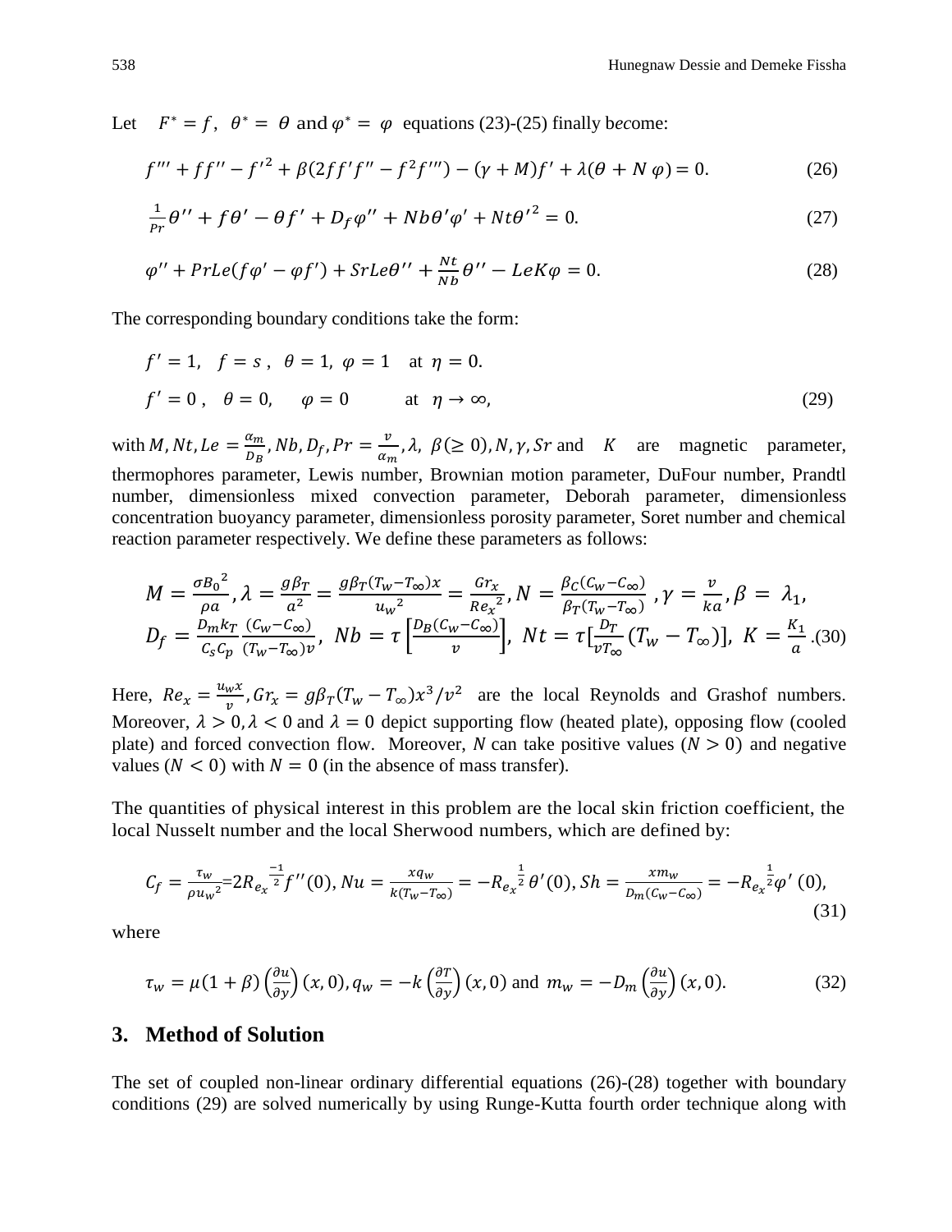Let $F^* = f$, $\theta^* = \theta$ and $\varphi^* = \varphi$ equations (23)-(25) finally become:

$$f''' + ff'' - f'^2 + \beta(2ff'f'' - f^2f''') - (\gamma + M)f' + \lambda(\theta + N\varphi) = 0. \tag{26}$$

$$\frac{1}{Pr}\theta'' + f\theta' - \theta f' + D_f\varphi'' + Nb\theta'\varphi' + Nt\theta'^2 = 0. \tag{27}$$

$$\varphi'' + PrLe(f\varphi' - \varphi f') + SrLe\theta'' + \frac{Nt}{Nb}\theta'' - LeK\varphi = 0. \tag{28}$$

The corresponding boundary conditions take the form:

$$f' = 1, \quad f = s\,, \quad \theta = 1, \; \varphi = 1 \quad \text{at } \eta = 0.$$

$$f' = 0\,, \quad \theta = 0, \quad \varphi = 0 \quad \text{at } \eta \to \infty, \tag{29}$$

with $M, Nt, Le = \frac{\alpha_m}{D_B}, Nb, D_f, Pr = \frac{v}{\alpha_m}, \lambda, \; \beta(\geq 0), N, \gamma, Sr$ and $K$ are magnetic parameter, thermophores parameter, Lewis number, Brownian motion parameter, DuFour number, Prandtl number, dimensionless mixed convection parameter, Deborah parameter, dimensionless concentration buoyancy parameter, dimensionless porosity parameter, Soret number and chemical reaction parameter respectively. We define these parameters as follows:

$$M = \frac{\sigma B_0{}^2}{\rho a}, \lambda = \frac{g\beta_T}{a^2} = \frac{g\beta_T(T_w - T_\infty)x}{u_w{}^2} = \frac{Gr_x}{Re_x{}^2}, N = \frac{\beta_C(C_w - C_\infty)}{\beta_T(T_w - T_\infty)}\,, \gamma = \frac{v}{ka}, \beta = \lambda_1,$$
$$D_f = \frac{D_m k_T}{C_s C_p}\frac{(C_w - C_\infty)}{(T_w - T_\infty)v}, \; Nb = \tau\left[\frac{D_B(C_w - C_\infty)}{v}\right], \; Nt = \tau\left[\frac{D_T}{vT_\infty}(T_w - T_\infty)\right], \; K = \frac{K_1}{a}. \tag{30}$$

Here, $Re_x = \frac{u_w x}{v}, Gr_x = g\beta_T(T_w - T_\infty)x^3/v^2$ are the local Reynolds and Grashof numbers. Moreover, $\lambda > 0, \lambda < 0$ and $\lambda = 0$ depict supporting flow (heated plate), opposing flow (cooled plate) and forced convection flow. Moreover, $N$ can take positive values $(N > 0)$ and negative values $(N < 0)$ with $N = 0$ (in the absence of mass transfer).

The quantities of physical interest in this problem are the local skin friction coefficient, the local Nusselt number and the local Sherwood numbers, which are defined by:

$$C_f = \frac{\tau_w}{\rho u_w{}^2} = 2R_{e_x}{}^{\frac{-1}{2}}f''(0), Nu = \frac{xq_w}{k(T_w - T_\infty)} = -R_{e_x}{}^{\frac{1}{2}}\theta'(0), Sh = \frac{xm_w}{D_m(C_w - C_\infty)} = -R_{e_x}{}^{\frac{1}{2}}\varphi'(0), \tag{31}$$

where

$$\tau_w = \mu(1+\beta)\left(\frac{\partial u}{\partial y}\right)(x, 0), q_w = -k\left(\frac{\partial T}{\partial y}\right)(x, 0) \text{ and } m_w = -D_m\left(\frac{\partial u}{\partial y}\right)(x, 0). \tag{32}$$

## 3. Method of Solution

The set of coupled non-linear ordinary differential equations (26)-(28) together with boundary conditions (29) are solved numerically by using Runge-Kutta fourth order technique along with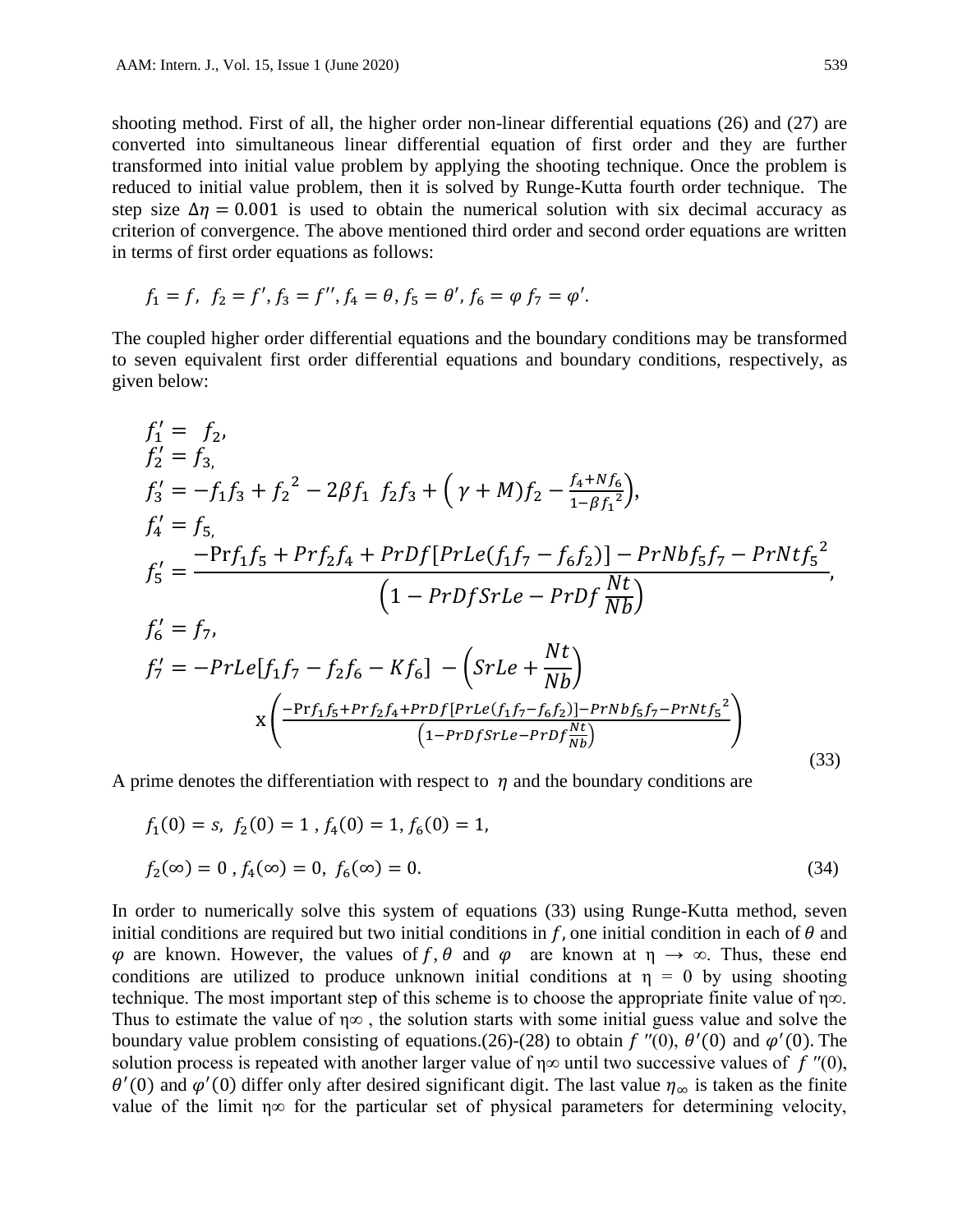shooting method. First of all, the higher order non-linear differential equations (26) and (27) are converted into simultaneous linear differential equation of first order and they are further transformed into initial value problem by applying the shooting technique. Once the problem is reduced to initial value problem, then it is solved by Runge-Kutta fourth order technique. The step size $\Delta\eta = 0.001$ is used to obtain the numerical solution with six decimal accuracy as criterion of convergence. The above mentioned third order and second order equations are written in terms of first order equations as follows:

$$f_1 = f,\ \ f_2 = f',\ f_3 = f'',\ f_4 = \theta,\ f_5 = \theta',\ f_6 = \varphi\ f_7 = \varphi'.$$

The coupled higher order differential equations and the boundary conditions may be transformed to seven equivalent first order differential equations and boundary conditions, respectively, as given below:

$$
\begin{aligned}
f_1' &= f_2, \\
f_2' &= f_3, \\
f_3' &= -f_1 f_3 + {f_2}^2 - 2\beta f_1\ f_2 f_3 + \Big(\gamma + M\Big) f_2 - \frac{f_4 + N f_6}{1 - \beta {f_1}^2}\Big), \\
f_4' &= f_5, \\
f_5' &= \frac{-\Pr f_1 f_5 + Pr f_2 f_4 + PrDf[PrLe(f_1 f_7 - f_6 f_2)] - PrNb f_5 f_7 - PrNt {f_5}^2}{\left(1 - PrDfSrLe - PrDf\,\frac{Nt}{Nb}\right)}, \\
f_6' &= f_7, \\
f_7' &= -PrLe[f_1 f_7 - f_2 f_6 - K f_6]\ - \left(SrLe + \frac{Nt}{Nb}\right) \\
&\quad \mathrm{x} \left(\frac{-\Pr f_1 f_5 + Pr f_2 f_4 + PrDf[PrLe(f_1 f_7 - f_6 f_2)] - PrNb f_5 f_7 - PrNt {f_5}^2}{\left(1 - PrDfSrLe - PrDf\frac{Nt}{Nb}\right)}\right)
\end{aligned}
\tag{33}
$$

A prime denotes the differentiation with respect to $\eta$ and the boundary conditions are

$$
\begin{aligned}
& f_1(0) = s,\ \ f_2(0) = 1\ ,\ f_4(0) = 1,\ f_6(0) = 1, \\
& f_2(\infty) = 0\ ,\ f_4(\infty) = 0,\ \ f_6(\infty) = 0.
\end{aligned}
\tag{34}
$$

In order to numerically solve this system of equations (33) using Runge-Kutta method, seven initial conditions are required but two initial conditions in $f$, one initial condition in each of $\theta$ and $\varphi$ are known. However, the values of $f$, $\theta$ and $\varphi$ are known at $\eta \rightarrow \infty$. Thus, these end conditions are utilized to produce unknown initial conditions at $\eta = 0$ by using shooting technique. The most important step of this scheme is to choose the appropriate finite value of $\eta\infty$. Thus to estimate the value of $\eta\infty$ , the solution starts with some initial guess value and solve the boundary value problem consisting of equations.(26)-(28) to obtain $f''(0)$, $\theta'(0)$ and $\varphi'(0)$. The solution process is repeated with another larger value of $\eta\infty$ until two successive values of $f''(0)$, $\theta'(0)$ and $\varphi'(0)$ differ only after desired significant digit. The last value $\eta_\infty$ is taken as the finite value of the limit $\eta\infty$ for the particular set of physical parameters for determining velocity,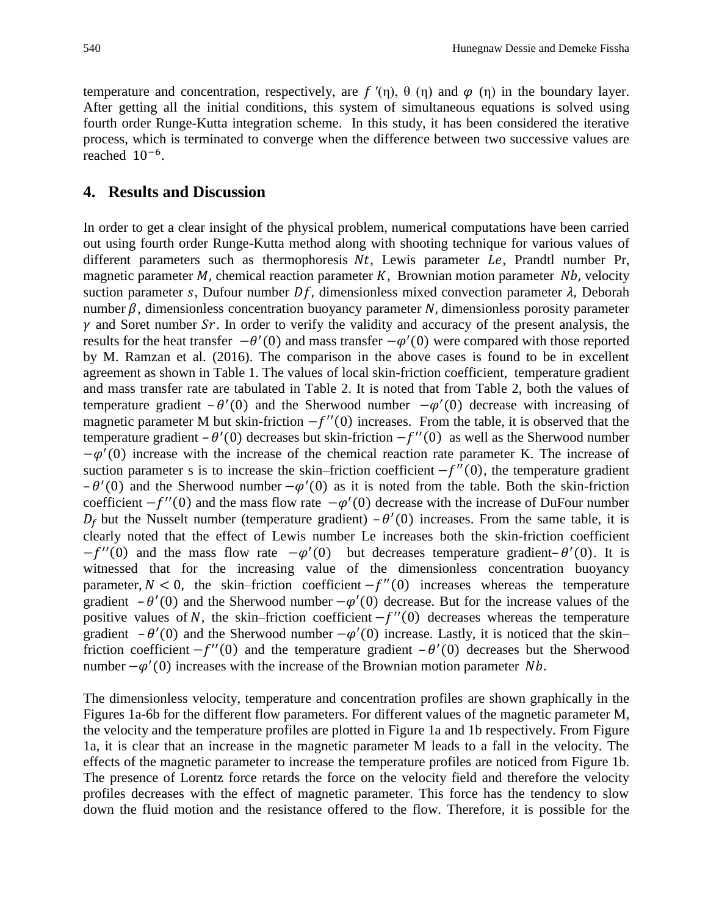temperature and concentration, respectively, are $f'(\eta)$, $\theta(\eta)$ and $\varphi(\eta)$ in the boundary layer. After getting all the initial conditions, this system of simultaneous equations is solved using fourth order Runge-Kutta integration scheme. In this study, it has been considered the iterative process, which is terminated to converge when the difference between two successive values are reached $10^{-6}$.

## 4. Results and Discussion

In order to get a clear insight of the physical problem, numerical computations have been carried out using fourth order Runge-Kutta method along with shooting technique for various values of different parameters such as thermophoresis $Nt$, Lewis parameter $Le$, Prandtl number Pr, magnetic parameter $M$, chemical reaction parameter $K$, Brownian motion parameter $Nb$, velocity suction parameter $s$, Dufour number $Df$, dimensionless mixed convection parameter $\lambda$, Deborah number $\beta$, dimensionless concentration buoyancy parameter $N$, dimensionless porosity parameter $\gamma$ and Soret number $Sr$. In order to verify the validity and accuracy of the present analysis, the results for the heat transfer $-\theta'(0)$ and mass transfer $-\varphi'(0)$ were compared with those reported by M. Ramzan et al. (2016). The comparison in the above cases is found to be in excellent agreement as shown in Table 1. The values of local skin-friction coefficient, temperature gradient and mass transfer rate are tabulated in Table 2. It is noted that from Table 2, both the values of temperature gradient $-\theta'(0)$ and the Sherwood number $-\varphi'(0)$ decrease with increasing of magnetic parameter M but skin-friction $-f''(0)$ increases. From the table, it is observed that the temperature gradient $-\theta'(0)$ decreases but skin-friction $-f''(0)$ as well as the Sherwood number $-\varphi'(0)$ increase with the increase of the chemical reaction rate parameter K. The increase of suction parameter s is to increase the skin–friction coefficient $-f''(0)$, the temperature gradient $-\theta'(0)$ and the Sherwood number $-\varphi'(0)$ as it is noted from the table. Both the skin-friction coefficient $-f''(0)$ and the mass flow rate $-\varphi'(0)$ decrease with the increase of DuFour number $D_f$ but the Nusselt number (temperature gradient) $-\theta'(0)$ increases. From the same table, it is clearly noted that the effect of Lewis number Le increases both the skin-friction coefficient $-f''(0)$ and the mass flow rate $-\varphi'(0)$ but decreases temperature gradient $-\theta'(0)$. It is witnessed that for the increasing value of the dimensionless concentration buoyancy parameter, $N < 0$, the skin–friction coefficient $-f''(0)$ increases whereas the temperature gradient $-\theta'(0)$ and the Sherwood number $-\varphi'(0)$ decrease. But for the increase values of the positive values of $N$, the skin–friction coefficient $-f''(0)$ decreases whereas the temperature gradient $-\theta'(0)$ and the Sherwood number $-\varphi'(0)$ increase. Lastly, it is noticed that the skin–friction coefficient $-f''(0)$ and the temperature gradient $-\theta'(0)$ decreases but the Sherwood number $-\varphi'(0)$ increases with the increase of the Brownian motion parameter $Nb$.

The dimensionless velocity, temperature and concentration profiles are shown graphically in the Figures 1a-6b for the different flow parameters. For different values of the magnetic parameter M, the velocity and the temperature profiles are plotted in Figure 1a and 1b respectively. From Figure 1a, it is clear that an increase in the magnetic parameter M leads to a fall in the velocity. The effects of the magnetic parameter to increase the temperature profiles are noticed from Figure 1b. The presence of Lorentz force retards the force on the velocity field and therefore the velocity profiles decreases with the effect of magnetic parameter. This force has the tendency to slow down the fluid motion and the resistance offered to the flow. Therefore, it is possible for the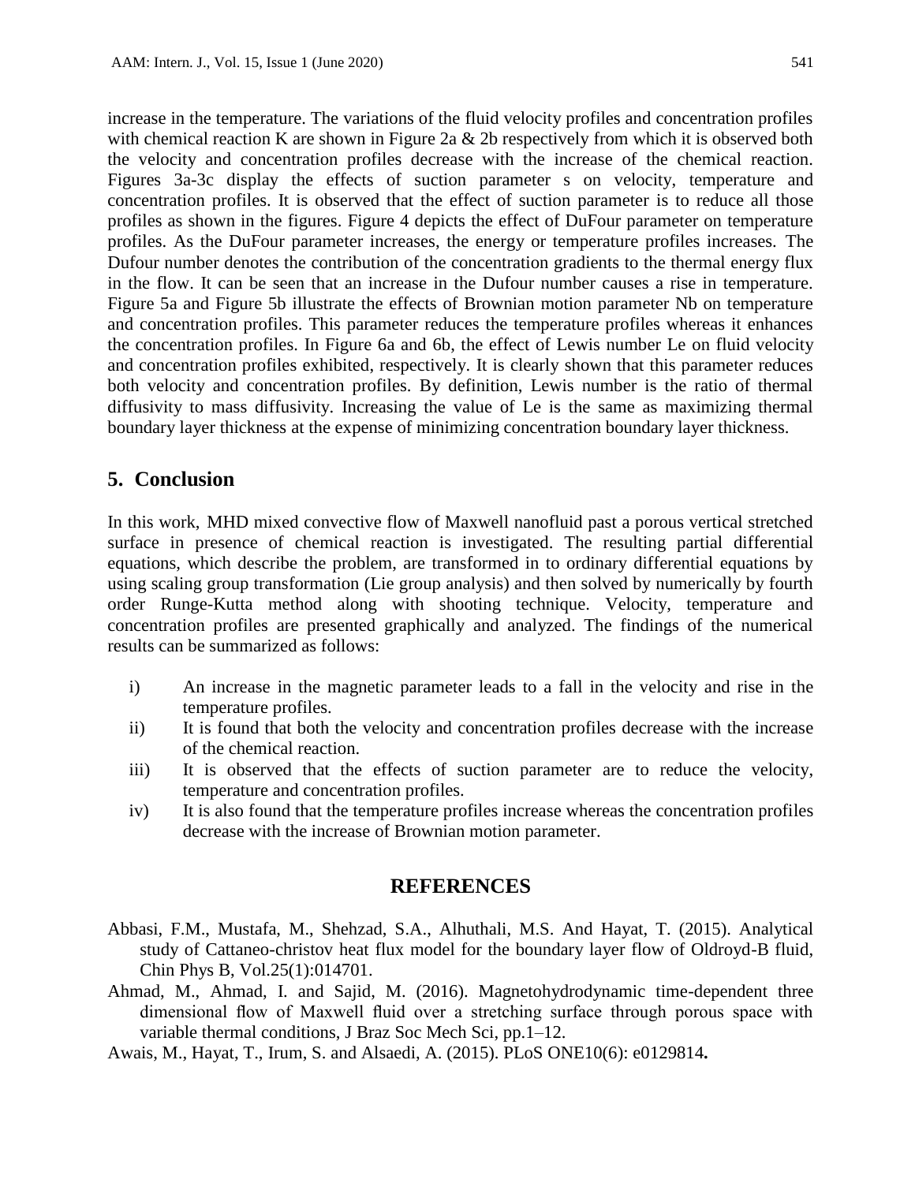increase in the temperature. The variations of the fluid velocity profiles and concentration profiles with chemical reaction K are shown in Figure 2a & 2b respectively from which it is observed both the velocity and concentration profiles decrease with the increase of the chemical reaction. Figures 3a-3c display the effects of suction parameter s on velocity, temperature and concentration profiles. It is observed that the effect of suction parameter is to reduce all those profiles as shown in the figures. Figure 4 depicts the effect of DuFour parameter on temperature profiles. As the DuFour parameter increases, the energy or temperature profiles increases. The Dufour number denotes the contribution of the concentration gradients to the thermal energy flux in the flow. It can be seen that an increase in the Dufour number causes a rise in temperature. Figure 5a and Figure 5b illustrate the effects of Brownian motion parameter Nb on temperature and concentration profiles. This parameter reduces the temperature profiles whereas it enhances the concentration profiles. In Figure 6a and 6b, the effect of Lewis number Le on fluid velocity and concentration profiles exhibited, respectively. It is clearly shown that this parameter reduces both velocity and concentration profiles. By definition, Lewis number is the ratio of thermal diffusivity to mass diffusivity. Increasing the value of Le is the same as maximizing thermal boundary layer thickness at the expense of minimizing concentration boundary layer thickness.

## 5. Conclusion

In this work, MHD mixed convective flow of Maxwell nanofluid past a porous vertical stretched surface in presence of chemical reaction is investigated. The resulting partial differential equations, which describe the problem, are transformed in to ordinary differential equations by using scaling group transformation (Lie group analysis) and then solved by numerically by fourth order Runge-Kutta method along with shooting technique. Velocity, temperature and concentration profiles are presented graphically and analyzed. The findings of the numerical results can be summarized as follows:

i) An increase in the magnetic parameter leads to a fall in the velocity and rise in the temperature profiles.

ii) It is found that both the velocity and concentration profiles decrease with the increase of the chemical reaction.

iii) It is observed that the effects of suction parameter are to reduce the velocity, temperature and concentration profiles.

iv) It is also found that the temperature profiles increase whereas the concentration profiles decrease with the increase of Brownian motion parameter.

## REFERENCES

Abbasi, F.M., Mustafa, M., Shehzad, S.A., Alhuthali, M.S. And Hayat, T. (2015). Analytical study of Cattaneo-christov heat flux model for the boundary layer flow of Oldroyd-B fluid, Chin Phys B, Vol.25(1):014701.

Ahmad, M., Ahmad, I. and Sajid, M. (2016). Magnetohydrodynamic time-dependent three dimensional flow of Maxwell fluid over a stretching surface through porous space with variable thermal conditions, J Braz Soc Mech Sci, pp.1–12.

Awais, M., Hayat, T., Irum, S. and Alsaedi, A. (2015). PLoS ONE10(6): e0129814**.**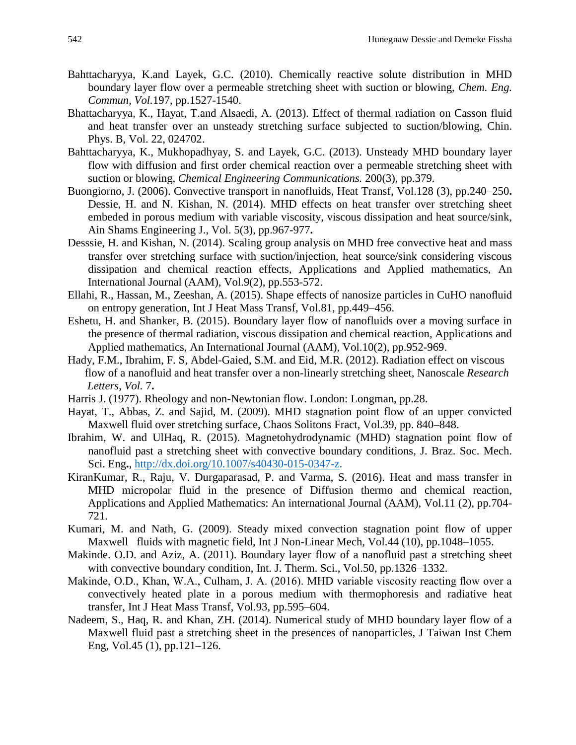Bahttacharyya, K.and Layek, G.C. (2010). Chemically reactive solute distribution in MHD boundary layer flow over a permeable stretching sheet with suction or blowing, *Chem. Eng. Commun, Vol.*197, pp.1527-1540.

Bhattacharyya, K., Hayat, T.and Alsaedi, A. (2013). Effect of thermal radiation on Casson fluid and heat transfer over an unsteady stretching surface subjected to suction/blowing, Chin. Phys. B, Vol. 22, 024702.

Bahttacharyya, K., Mukhopadhyay, S. and Layek, G.C. (2013). Unsteady MHD boundary layer flow with diffusion and first order chemical reaction over a permeable stretching sheet with suction or blowing, *Chemical Engineering Communications.* 200(3), pp.379.

Buongiorno, J. (2006). Convective transport in nanofluids, Heat Transf, Vol.128 (3), pp.240–250**.** Dessie, H. and N. Kishan, N. (2014). MHD effects on heat transfer over stretching sheet embeded in porous medium with variable viscosity, viscous dissipation and heat source/sink, Ain Shams Engineering J., Vol. 5(3), pp.967-977**.**

Desssie, H. and Kishan, N. (2014). Scaling group analysis on MHD free convective heat and mass transfer over stretching surface with suction/injection, heat source/sink considering viscous dissipation and chemical reaction effects, Applications and Applied mathematics, An International Journal (AAM), Vol.9(2), pp.553-572.

Ellahi, R., Hassan, M., Zeeshan, A. (2015). Shape effects of nanosize particles in CuHO nanofluid on entropy generation, Int J Heat Mass Transf, Vol.81, pp.449–456.

Eshetu, H. and Shanker, B. (2015). Boundary layer flow of nanofluids over a moving surface in the presence of thermal radiation, viscous dissipation and chemical reaction, Applications and Applied mathematics, An International Journal (AAM), Vol.10(2), pp.952-969.

Hady, F.M., Ibrahim, F. S, Abdel-Gaied, S.M. and Eid, M.R. (2012). Radiation effect on viscous flow of a nanofluid and heat transfer over a non-linearly stretching sheet, Nanoscale *Research Letters*, *Vol.* 7**.**

Harris J. (1977). Rheology and non-Newtonian flow. London: Longman, pp.28.

Hayat, T., Abbas, Z. and Sajid, M. (2009). MHD stagnation point flow of an upper convicted Maxwell fluid over stretching surface, Chaos Solitons Fract, Vol.39, pp. 840–848.

Ibrahim, W. and UlHaq, R. (2015). Magnetohydrodynamic (MHD) stagnation point flow of nanofluid past a stretching sheet with convective boundary conditions, J. Braz. Soc. Mech. Sci. Eng**.**, http://dx.doi.org/10.1007/s40430-015-0347-z.

KiranKumar, R., Raju, V. Durgaparasad, P. and Varma, S. (2016). Heat and mass transfer in MHD micropolar fluid in the presence of Diffusion thermo and chemical reaction, Applications and Applied Mathematics: An international Journal (AAM), Vol.11 (2), pp.704-721.

Kumari, M. and Nath, G. (2009). Steady mixed convection stagnation point flow of upper Maxwell fluids with magnetic field, Int J Non-Linear Mech, Vol.44 (10), pp.1048–1055.

Makinde. O.D. and Aziz, A. (2011). Boundary layer flow of a nanofluid past a stretching sheet with convective boundary condition, Int. J. Therm. Sci., Vol.50, pp.1326–1332.

Makinde, O.D., Khan, W.A., Culham, J. A. (2016). MHD variable viscosity reacting flow over a convectively heated plate in a porous medium with thermophoresis and radiative heat transfer, Int J Heat Mass Transf, Vol.93, pp.595–604.

Nadeem, S., Haq, R. and Khan, ZH. (2014). Numerical study of MHD boundary layer flow of a Maxwell fluid past a stretching sheet in the presences of nanoparticles, J Taiwan Inst Chem Eng, Vol.45 (1), pp.121–126.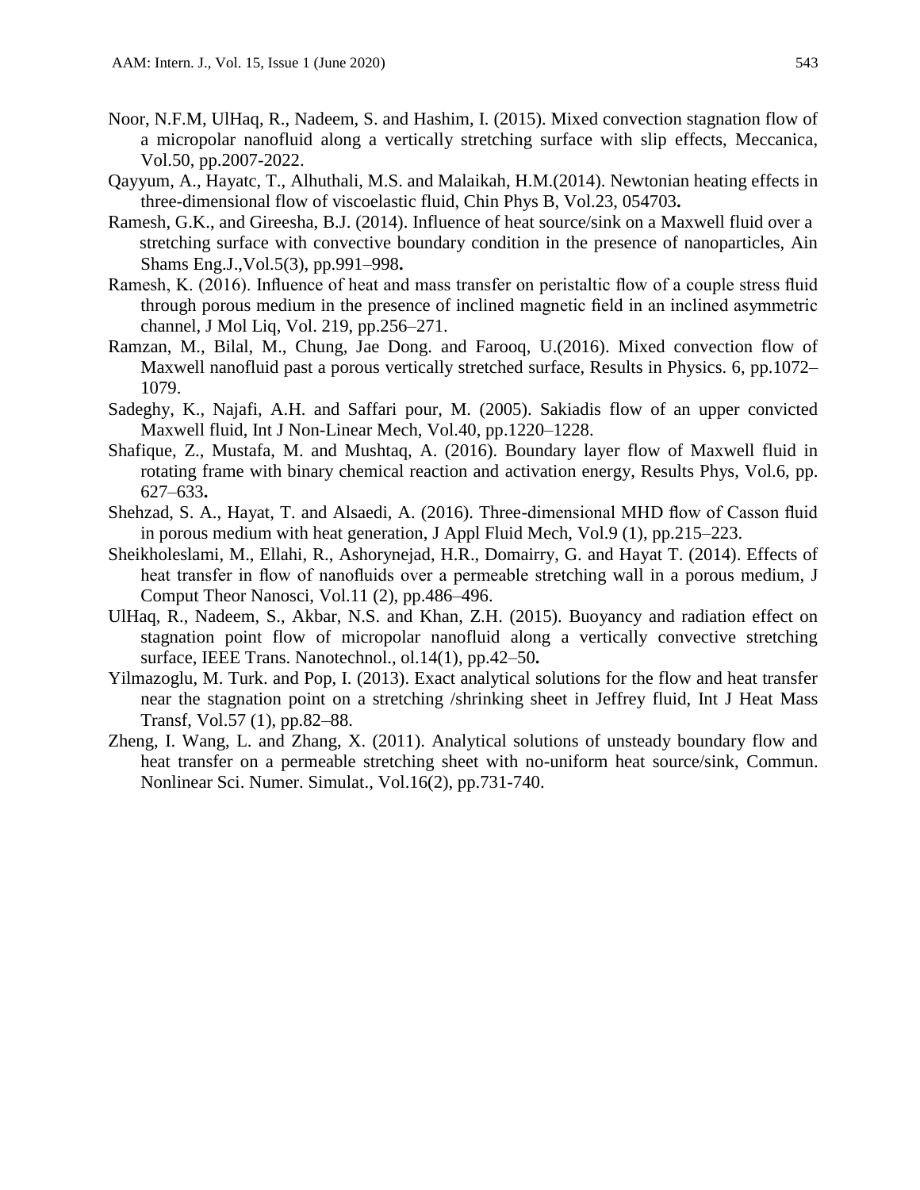Noor, N.F.M, UlHaq, R., Nadeem, S. and Hashim, I. (2015). Mixed convection stagnation flow of a micropolar nanofluid along a vertically stretching surface with slip effects, Meccanica, Vol.50, pp.2007-2022.

Qayyum, A., Hayatc, T., Alhuthali, M.S. and Malaikah, H.M.(2014). Newtonian heating effects in three-dimensional flow of viscoelastic fluid, Chin Phys B, Vol.23, 054703**.**

Ramesh, G.K., and Gireesha, B.J. (2014). Influence of heat source/sink on a Maxwell fluid over a stretching surface with convective boundary condition in the presence of nanoparticles, Ain Shams Eng.J.,Vol.5(3), pp.991–998**.**

Ramesh, K. (2016). Influence of heat and mass transfer on peristaltic flow of a couple stress fluid through porous medium in the presence of inclined magnetic field in an inclined asymmetric channel, J Mol Liq, Vol. 219, pp.256–271.

Ramzan, M., Bilal, M., Chung, Jae Dong. and Farooq, U.(2016). Mixed convection flow of Maxwell nanofluid past a porous vertically stretched surface, Results in Physics. 6, pp.1072–1079.

Sadeghy, K., Najafi, A.H. and Saffari pour, M. (2005). Sakiadis flow of an upper convicted Maxwell fluid, Int J Non-Linear Mech, Vol.40, pp.1220–1228.

Shafique, Z., Mustafa, M. and Mushtaq, A. (2016). Boundary layer flow of Maxwell fluid in rotating frame with binary chemical reaction and activation energy, Results Phys, Vol.6, pp. 627–633**.**

Shehzad, S. A., Hayat, T. and Alsaedi, A. (2016). Three-dimensional MHD flow of Casson fluid in porous medium with heat generation, J Appl Fluid Mech, Vol.9 (1), pp.215–223.

Sheikholeslami, M., Ellahi, R., Ashorynejad, H.R., Domairry, G. and Hayat T. (2014). Effects of heat transfer in flow of nanofluids over a permeable stretching wall in a porous medium, J Comput Theor Nanosci, Vol.11 (2), pp.486–496.

UlHaq, R., Nadeem, S., Akbar, N.S. and Khan, Z.H. (2015). Buoyancy and radiation effect on stagnation point flow of micropolar nanofluid along a vertically convective stretching surface, IEEE Trans. Nanotechnol., ol.14(1), pp.42–50**.**

Yilmazoglu, M. Turk. and Pop, I. (2013). Exact analytical solutions for the flow and heat transfer near the stagnation point on a stretching /shrinking sheet in Jeffrey fluid, Int J Heat Mass Transf, Vol.57 (1), pp.82–88.

Zheng, I. Wang, L. and Zhang, X. (2011). Analytical solutions of unsteady boundary flow and heat transfer on a permeable stretching sheet with no-uniform heat source/sink, Commun. Nonlinear Sci. Numer. Simulat., Vol.16(2), pp.731-740.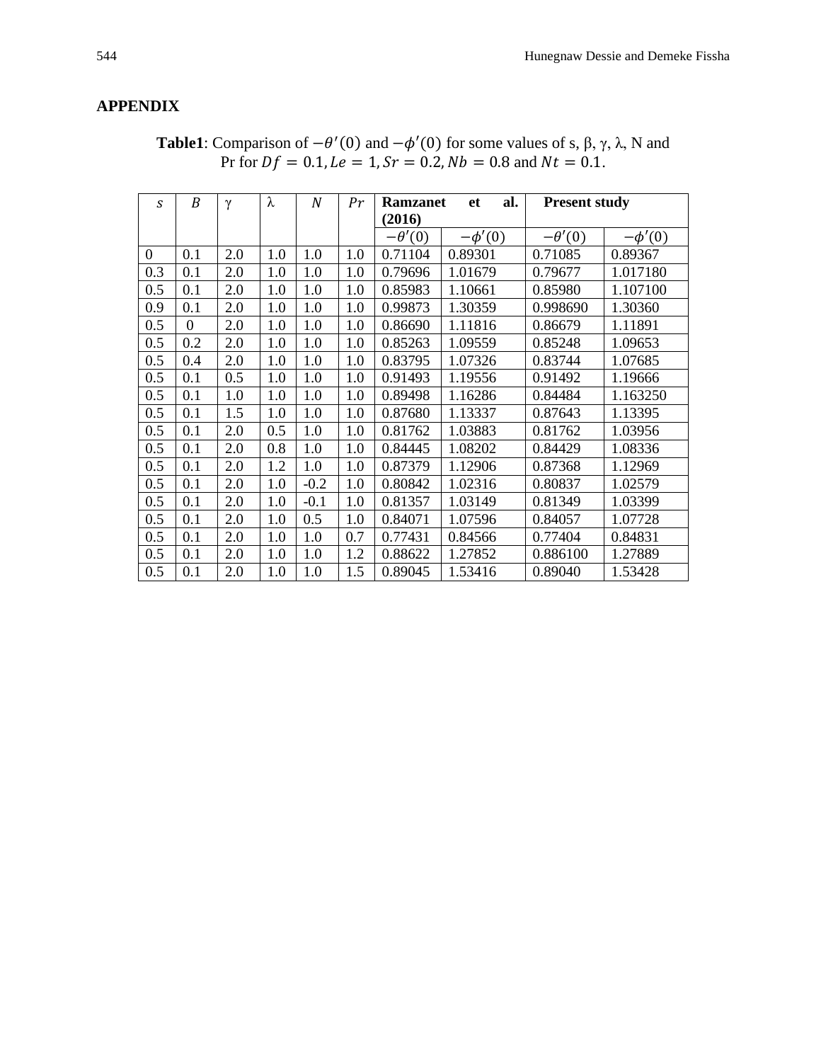## APPENDIX

**Table1**: Comparison of $-\theta'(0)$ and $-\phi'(0)$ for some values of s, β, γ, λ, N and Pr for $Df = 0.1, Le = 1, Sr = 0.2, Nb = 0.8$ and $Nt = 0.1$.

| $s$ | $B$ | γ | λ | $N$ | $Pr$ | **Ramzanet et al. (2016)** | | **Present study** | |
|---|---|---|---|---|---|---|---|---|---|
| | | | | | | $-\theta'(0)$ | $-\phi'(0)$ | $-\theta'(0)$ | $-\phi'(0)$ |
| 0 | 0.1 | 2.0 | 1.0 | 1.0 | 1.0 | 0.71104 | 0.89301 | 0.71085 | 0.89367 |
| 0.3 | 0.1 | 2.0 | 1.0 | 1.0 | 1.0 | 0.79696 | 1.01679 | 0.79677 | 1.017180 |
| 0.5 | 0.1 | 2.0 | 1.0 | 1.0 | 1.0 | 0.85983 | 1.10661 | 0.85980 | 1.107100 |
| 0.9 | 0.1 | 2.0 | 1.0 | 1.0 | 1.0 | 0.99873 | 1.30359 | 0.998690 | 1.30360 |
| 0.5 | 0 | 2.0 | 1.0 | 1.0 | 1.0 | 0.86690 | 1.11816 | 0.86679 | 1.11891 |
| 0.5 | 0.2 | 2.0 | 1.0 | 1.0 | 1.0 | 0.85263 | 1.09559 | 0.85248 | 1.09653 |
| 0.5 | 0.4 | 2.0 | 1.0 | 1.0 | 1.0 | 0.83795 | 1.07326 | 0.83744 | 1.07685 |
| 0.5 | 0.1 | 0.5 | 1.0 | 1.0 | 1.0 | 0.91493 | 1.19556 | 0.91492 | 1.19666 |
| 0.5 | 0.1 | 1.0 | 1.0 | 1.0 | 1.0 | 0.89498 | 1.16286 | 0.84484 | 1.163250 |
| 0.5 | 0.1 | 1.5 | 1.0 | 1.0 | 1.0 | 0.87680 | 1.13337 | 0.87643 | 1.13395 |
| 0.5 | 0.1 | 2.0 | 0.5 | 1.0 | 1.0 | 0.81762 | 1.03883 | 0.81762 | 1.03956 |
| 0.5 | 0.1 | 2.0 | 0.8 | 1.0 | 1.0 | 0.84445 | 1.08202 | 0.84429 | 1.08336 |
| 0.5 | 0.1 | 2.0 | 1.2 | 1.0 | 1.0 | 0.87379 | 1.12906 | 0.87368 | 1.12969 |
| 0.5 | 0.1 | 2.0 | 1.0 | -0.2 | 1.0 | 0.80842 | 1.02316 | 0.80837 | 1.02579 |
| 0.5 | 0.1 | 2.0 | 1.0 | -0.1 | 1.0 | 0.81357 | 1.03149 | 0.81349 | 1.03399 |
| 0.5 | 0.1 | 2.0 | 1.0 | 0.5 | 1.0 | 0.84071 | 1.07596 | 0.84057 | 1.07728 |
| 0.5 | 0.1 | 2.0 | 1.0 | 1.0 | 0.7 | 0.77431 | 0.84566 | 0.77404 | 0.84831 |
| 0.5 | 0.1 | 2.0 | 1.0 | 1.0 | 1.2 | 0.88622 | 1.27852 | 0.886100 | 1.27889 |
| 0.5 | 0.1 | 2.0 | 1.0 | 1.0 | 1.5 | 0.89045 | 1.53416 | 0.89040 | 1.53428 |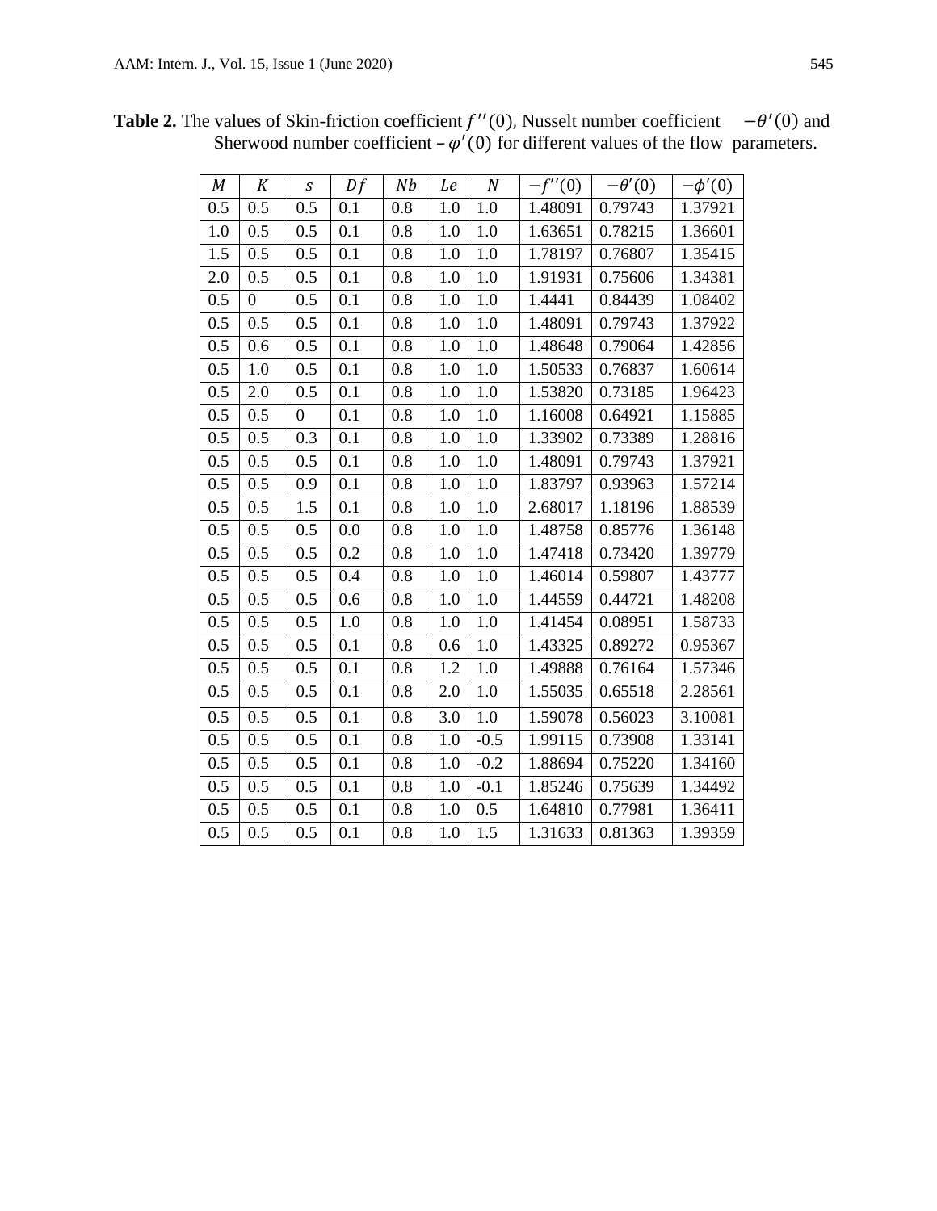**Table 2.** The values of Skin-friction coefficient $f''(0)$, Nusselt number coefficient $-\theta'(0)$ and Sherwood number coefficient $-\varphi'(0)$ for different values of the flow parameters.

| $M$ | $K$ | $s$ | $Df$ | $Nb$ | $Le$ | $N$ | $-f''(0)$ | $-\theta'(0)$ | $-\phi'(0)$ |
|---|---|---|---|---|---|---|---|---|---|
| 0.5 | 0.5 | 0.5 | 0.1 | 0.8 | 1.0 | 1.0 | 1.48091 | 0.79743 | 1.37921 |
| 1.0 | 0.5 | 0.5 | 0.1 | 0.8 | 1.0 | 1.0 | 1.63651 | 0.78215 | 1.36601 |
| 1.5 | 0.5 | 0.5 | 0.1 | 0.8 | 1.0 | 1.0 | 1.78197 | 0.76807 | 1.35415 |
| 2.0 | 0.5 | 0.5 | 0.1 | 0.8 | 1.0 | 1.0 | 1.91931 | 0.75606 | 1.34381 |
| 0.5 | 0 | 0.5 | 0.1 | 0.8 | 1.0 | 1.0 | 1.4441 | 0.84439 | 1.08402 |
| 0.5 | 0.5 | 0.5 | 0.1 | 0.8 | 1.0 | 1.0 | 1.48091 | 0.79743 | 1.37922 |
| 0.5 | 0.6 | 0.5 | 0.1 | 0.8 | 1.0 | 1.0 | 1.48648 | 0.79064 | 1.42856 |
| 0.5 | 1.0 | 0.5 | 0.1 | 0.8 | 1.0 | 1.0 | 1.50533 | 0.76837 | 1.60614 |
| 0.5 | 2.0 | 0.5 | 0.1 | 0.8 | 1.0 | 1.0 | 1.53820 | 0.73185 | 1.96423 |
| 0.5 | 0.5 | 0 | 0.1 | 0.8 | 1.0 | 1.0 | 1.16008 | 0.64921 | 1.15885 |
| 0.5 | 0.5 | 0.3 | 0.1 | 0.8 | 1.0 | 1.0 | 1.33902 | 0.73389 | 1.28816 |
| 0.5 | 0.5 | 0.5 | 0.1 | 0.8 | 1.0 | 1.0 | 1.48091 | 0.79743 | 1.37921 |
| 0.5 | 0.5 | 0.9 | 0.1 | 0.8 | 1.0 | 1.0 | 1.83797 | 0.93963 | 1.57214 |
| 0.5 | 0.5 | 1.5 | 0.1 | 0.8 | 1.0 | 1.0 | 2.68017 | 1.18196 | 1.88539 |
| 0.5 | 0.5 | 0.5 | 0.0 | 0.8 | 1.0 | 1.0 | 1.48758 | 0.85776 | 1.36148 |
| 0.5 | 0.5 | 0.5 | 0.2 | 0.8 | 1.0 | 1.0 | 1.47418 | 0.73420 | 1.39779 |
| 0.5 | 0.5 | 0.5 | 0.4 | 0.8 | 1.0 | 1.0 | 1.46014 | 0.59807 | 1.43777 |
| 0.5 | 0.5 | 0.5 | 0.6 | 0.8 | 1.0 | 1.0 | 1.44559 | 0.44721 | 1.48208 |
| 0.5 | 0.5 | 0.5 | 1.0 | 0.8 | 1.0 | 1.0 | 1.41454 | 0.08951 | 1.58733 |
| 0.5 | 0.5 | 0.5 | 0.1 | 0.8 | 0.6 | 1.0 | 1.43325 | 0.89272 | 0.95367 |
| 0.5 | 0.5 | 0.5 | 0.1 | 0.8 | 1.2 | 1.0 | 1.49888 | 0.76164 | 1.57346 |
| 0.5 | 0.5 | 0.5 | 0.1 | 0.8 | 2.0 | 1.0 | 1.55035 | 0.65518 | 2.28561 |
| 0.5 | 0.5 | 0.5 | 0.1 | 0.8 | 3.0 | 1.0 | 1.59078 | 0.56023 | 3.10081 |
| 0.5 | 0.5 | 0.5 | 0.1 | 0.8 | 1.0 | -0.5 | 1.99115 | 0.73908 | 1.33141 |
| 0.5 | 0.5 | 0.5 | 0.1 | 0.8 | 1.0 | -0.2 | 1.88694 | 0.75220 | 1.34160 |
| 0.5 | 0.5 | 0.5 | 0.1 | 0.8 | 1.0 | -0.1 | 1.85246 | 0.75639 | 1.34492 |
| 0.5 | 0.5 | 0.5 | 0.1 | 0.8 | 1.0 | 0.5 | 1.64810 | 0.77981 | 1.36411 |
| 0.5 | 0.5 | 0.5 | 0.1 | 0.8 | 1.0 | 1.5 | 1.31633 | 0.81363 | 1.39359 |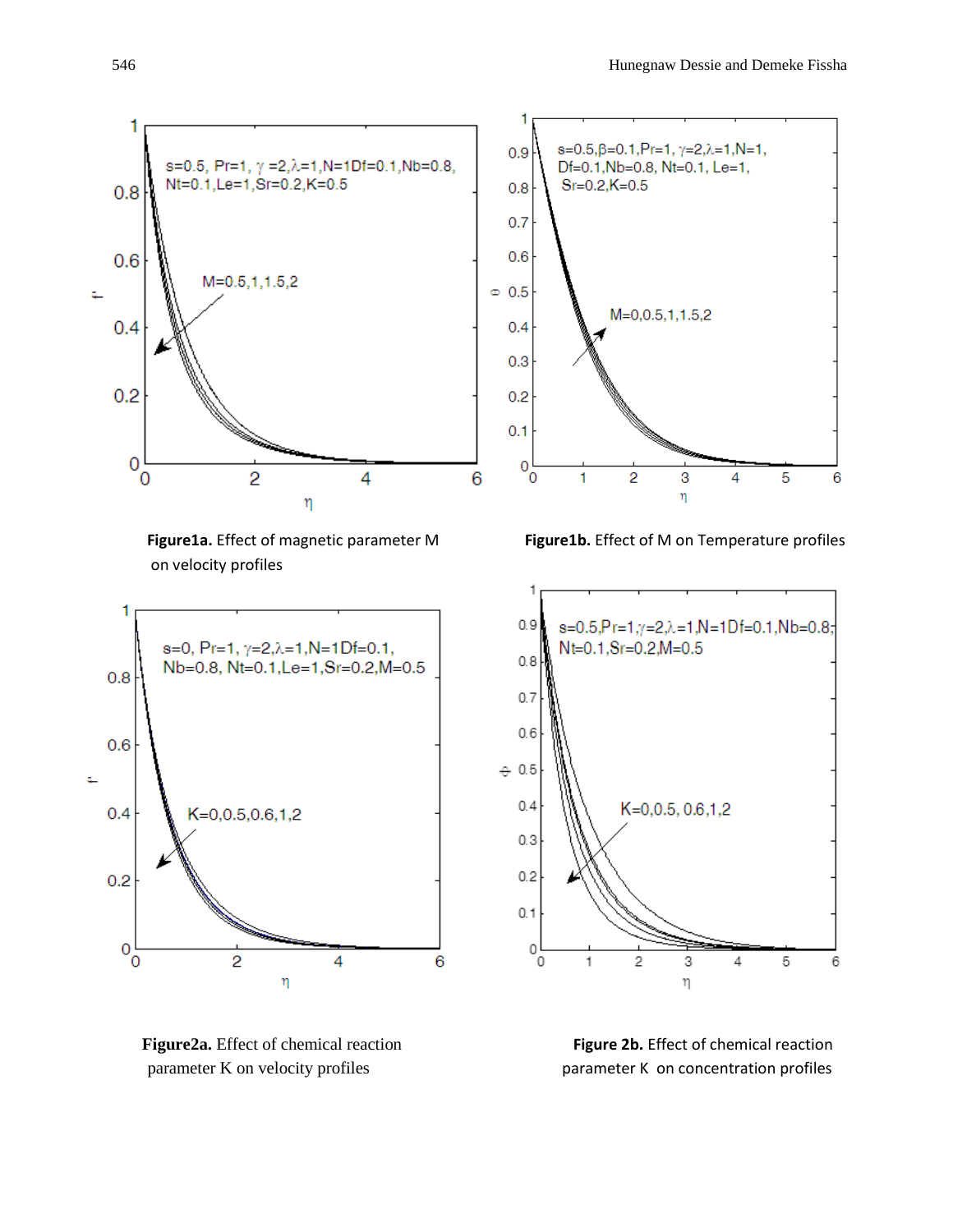**Figure1a.** Effect of magnetic parameter M on velocity profiles

**Figure1b.** Effect of M on Temperature profiles

**Figure2a.** Effect of chemical reaction parameter K on velocity profiles

**Figure 2b.** Effect of chemical reaction parameter K on concentration profiles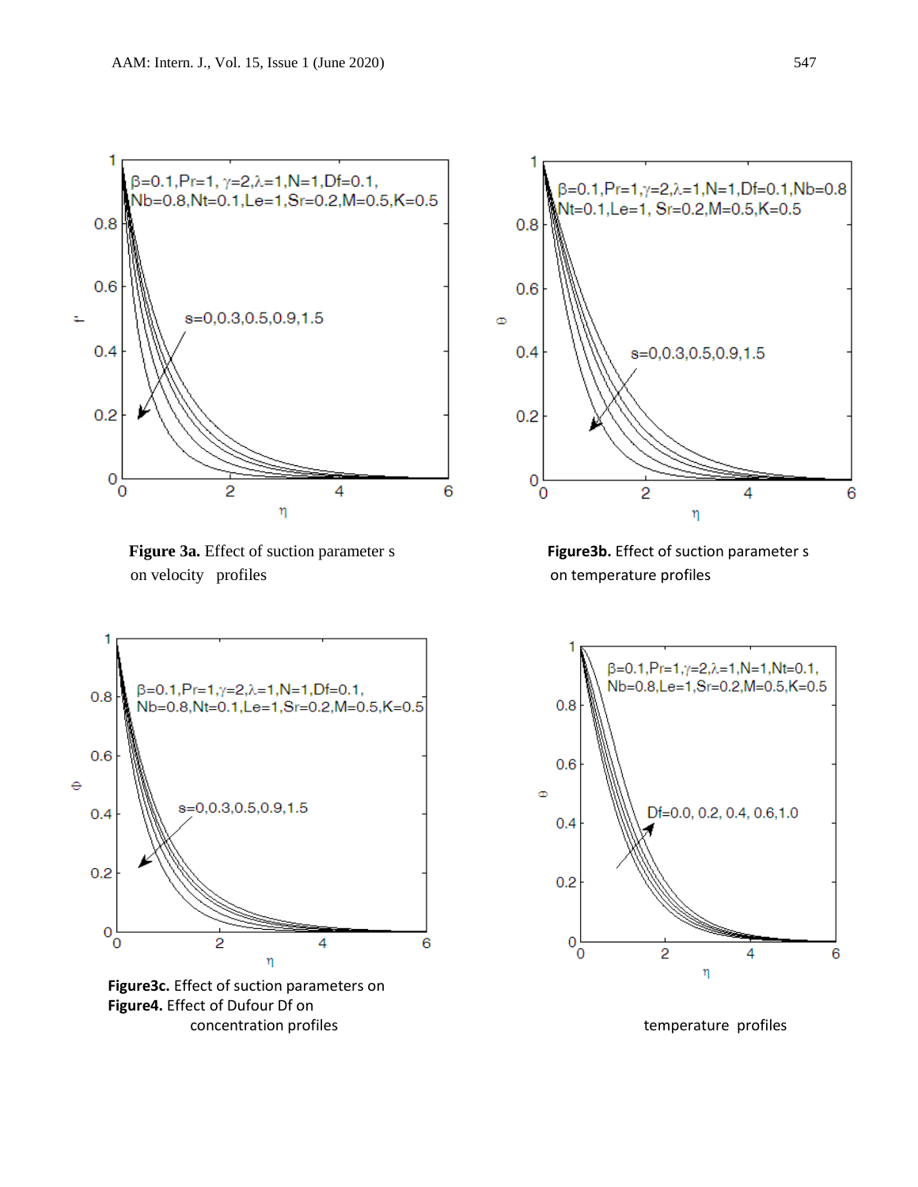**Figure 3a.** Effect of suction parameter s on velocity profiles

**Figure3b.** Effect of suction parameter s on temperature profiles

**Figure3c.** Effect of suction parameters on concentration profiles

**Figure4.** Effect of Dufour Df on temperature profiles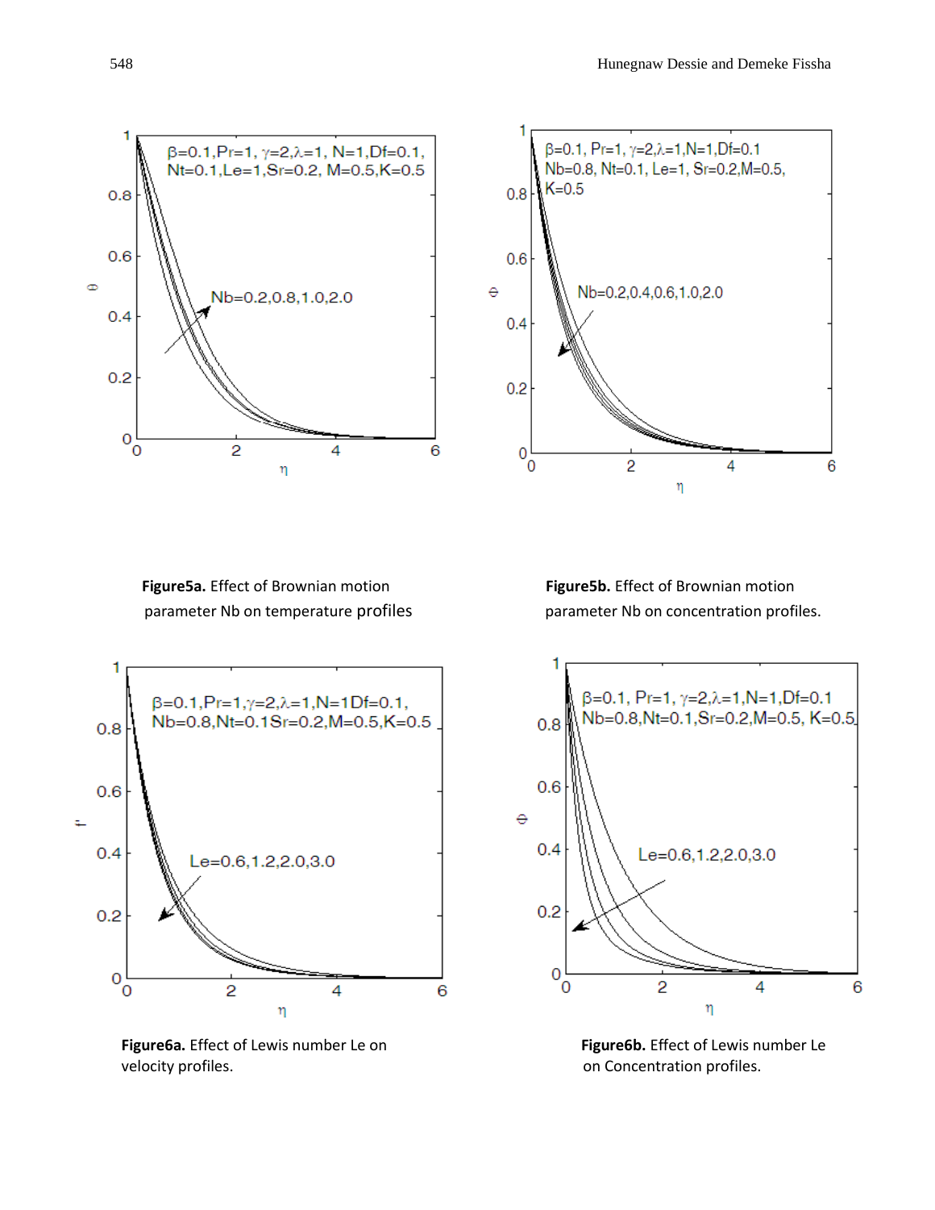**Figure5a.** Effect of Brownian motion parameter Nb on temperature profiles

**Figure5b.** Effect of Brownian motion parameter Nb on concentration profiles.

**Figure6a.** Effect of Lewis number Le on velocity profiles.

**Figure6b.** Effect of Lewis number Le on Concentration profiles.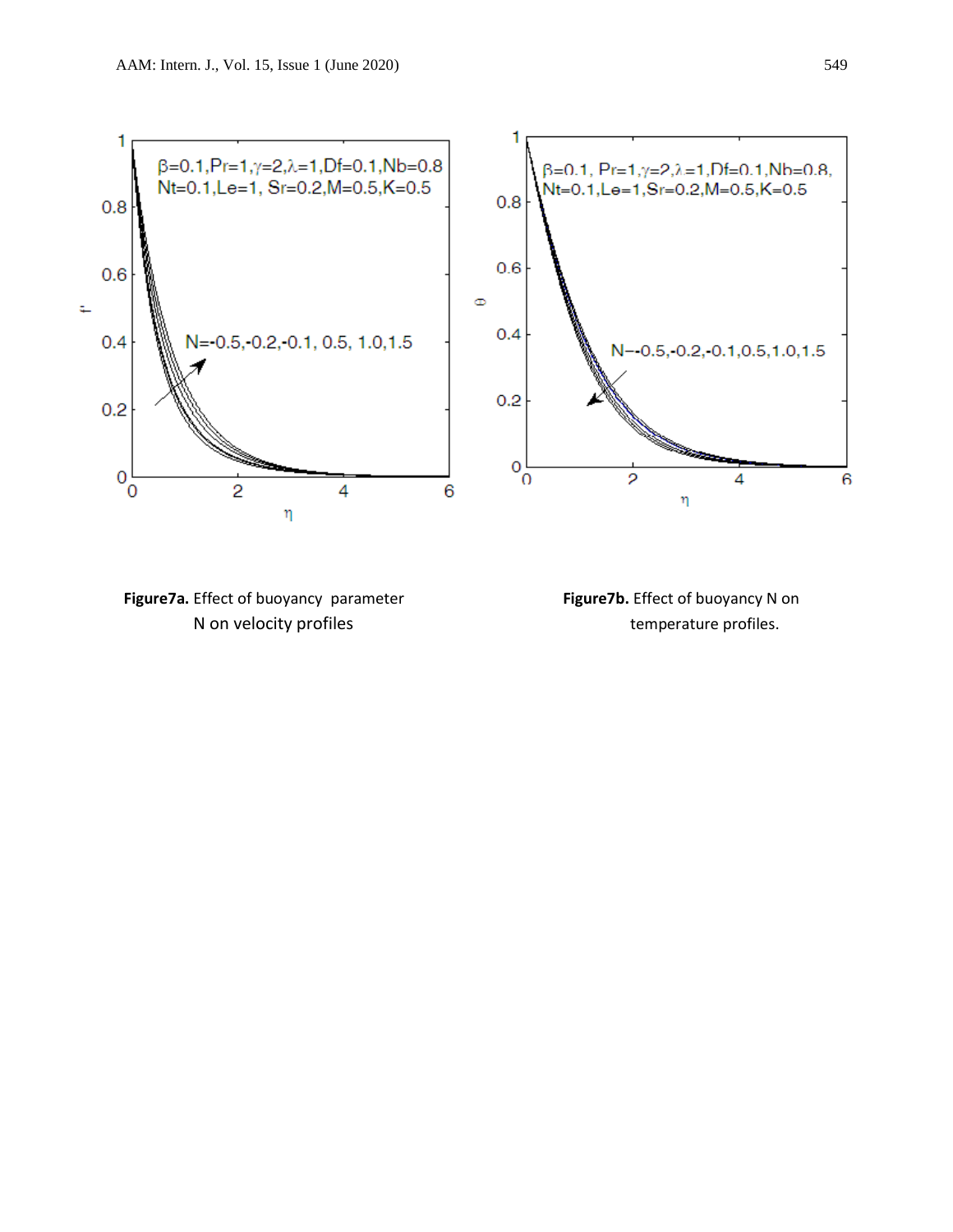$\beta$=0.1,Pr=1,$\gamma$=2,$\lambda$=1,Df=0.1,Nb=0.8
Nt=0.1,Le=1, Sr=0.2,M=0.5,K=0.5

N=-0.5,-0.2,-0.1, 0.5, 1.0,1.5

f'

η

0
0.2
0.4
0.6
0.8
1

0
2
4
6

$\beta$=0.1, Pr=1,$\gamma$=2,$\lambda$=1,Df=0.1,Nb=0.8,
Nt=0.1,Le=1,Sr=0.2,M=0.5,K=0.5

N=-0.5,-0.2,-0.1,0.5,1.0,1.5

θ

η

0
0.2
0.4
0.6
0.8
1

0
2
4
6

**Figure7a.** Effect of buoyancy parameter N on velocity profiles

**Figure7b.** Effect of buoyancy N on temperature profiles.